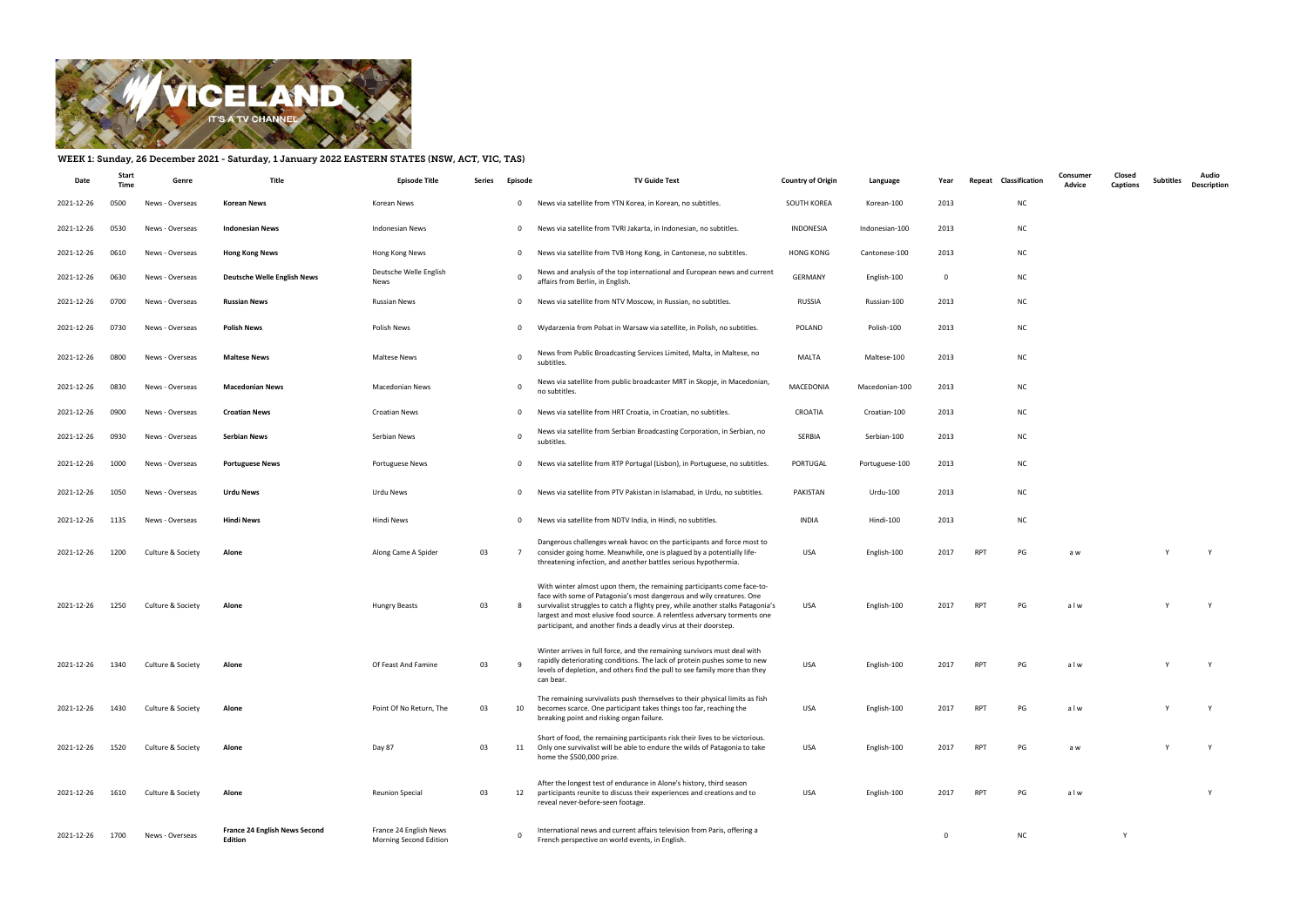# WEEK 1: Sunday, 26 December 2021 - Saturday, 1 January 2022 EASTERN STATES (NSW, ACT, VIC, TAS)

| Date | Start Time | Genre | Title | Episode Title | Series | Episode | TV Guide Text | Country of Origin | Language | Year | Repeat | Classification | Consumer Advice | Closed Captions | Subtitles | Audio Description |
|---|---|---|---|---|---|---|---|---|---|---|---|---|---|---|---|---|
| 2021-12-26 | 0500 | News - Overseas | **Korean News** | Korean News | | 0 | News via satellite from YTN Korea, in Korean, no subtitles. | SOUTH KOREA | Korean-100 | 2013 | | NC | | | | |
| 2021-12-26 | 0530 | News - Overseas | **Indonesian News** | Indonesian News | | 0 | News via satellite from TVRI Jakarta, in Indonesian, no subtitles. | INDONESIA | Indonesian-100 | 2013 | | NC | | | | |
| 2021-12-26 | 0610 | News - Overseas | **Hong Kong News** | Hong Kong News | | 0 | News via satellite from TVB Hong Kong, in Cantonese, no subtitles. | HONG KONG | Cantonese-100 | 2013 | | NC | | | | |
| 2021-12-26 | 0630 | News - Overseas | **Deutsche Welle English News** | Deutsche Welle English News | | 0 | News and analysis of the top international and European news and current affairs from Berlin, in English. | GERMANY | English-100 | 0 | | NC | | | | |
| 2021-12-26 | 0700 | News - Overseas | **Russian News** | Russian News | | 0 | News via satellite from NTV Moscow, in Russian, no subtitles. | RUSSIA | Russian-100 | 2013 | | NC | | | | |
| 2021-12-26 | 0730 | News - Overseas | **Polish News** | Polish News | | 0 | Wydarzenia from Polsat in Warsaw via satellite, in Polish, no subtitles. | POLAND | Polish-100 | 2013 | | NC | | | | |
| 2021-12-26 | 0800 | News - Overseas | **Maltese News** | Maltese News | | 0 | News from Public Broadcasting Services Limited, Malta, in Maltese, no subtitles. | MALTA | Maltese-100 | 2013 | | NC | | | | |
| 2021-12-26 | 0830 | News - Overseas | **Macedonian News** | Macedonian News | | 0 | News via satellite from public broadcaster MRT in Skopje, in Macedonian, no subtitles. | MACEDONIA | Macedonian-100 | 2013 | | NC | | | | |
| 2021-12-26 | 0900 | News - Overseas | **Croatian News** | Croatian News | | 0 | News via satellite from HRT Croatia, in Croatian, no subtitles. | CROATIA | Croatian-100 | 2013 | | NC | | | | |
| 2021-12-26 | 0930 | News - Overseas | **Serbian News** | Serbian News | | 0 | News via satellite from Serbian Broadcasting Corporation, in Serbian, no subtitles. | SERBIA | Serbian-100 | 2013 | | NC | | | | |
| 2021-12-26 | 1000 | News - Overseas | **Portuguese News** | Portuguese News | | 0 | News via satellite from RTP Portugal (Lisbon), in Portuguese, no subtitles. | PORTUGAL | Portuguese-100 | 2013 | | NC | | | | |
| 2021-12-26 | 1050 | News - Overseas | **Urdu News** | Urdu News | | 0 | News via satellite from PTV Pakistan in Islamabad, in Urdu, no subtitles. | PAKISTAN | Urdu-100 | 2013 | | NC | | | | |
| 2021-12-26 | 1135 | News - Overseas | **Hindi News** | Hindi News | | 0 | News via satellite from NDTV India, in Hindi, no subtitles. | INDIA | Hindi-100 | 2013 | | NC | | | | |
| 2021-12-26 | 1200 | Culture & Society | **Alone** | Along Came A Spider | 03 | 7 | Dangerous challenges wreak havoc on the participants and force most to consider going home. Meanwhile, one is plagued by a potentially life-threatening infection, and another battles serious hypothermia. | USA | English-100 | 2017 | RPT | PG | a w | | Y | Y |
| 2021-12-26 | 1250 | Culture & Society | **Alone** | Hungry Beasts | 03 | 8 | With winter almost upon them, the remaining participants come face-to-face with some of Patagonia's most dangerous and wily creatures. One survivalist struggles to catch a flighty prey, while another stalks Patagonia's largest and most elusive food source. A relentless adversary torments one participant, and another finds a deadly virus at their doorstep. | USA | English-100 | 2017 | RPT | PG | a l w | | Y | Y |
| 2021-12-26 | 1340 | Culture & Society | **Alone** | Of Feast And Famine | 03 | 9 | Winter arrives in full force, and the remaining survivors must deal with rapidly deteriorating conditions. The lack of protein pushes some to new levels of depletion, and others find the pull to see family more than they can bear. | USA | English-100 | 2017 | RPT | PG | a l w | | Y | Y |
| 2021-12-26 | 1430 | Culture & Society | **Alone** | Point Of No Return, The | 03 | 10 | The remaining survivalists push themselves to their physical limits as fish becomes scarce. One participant takes things too far, reaching the breaking point and risking organ failure. | USA | English-100 | 2017 | RPT | PG | a l w | | Y | Y |
| 2021-12-26 | 1520 | Culture & Society | **Alone** | Day 87 | 03 | 11 | Short of food, the remaining participants risk their lives to be victorious. Only one survivalist will be able to endure the wilds of Patagonia to take home the $500,000 prize. | USA | English-100 | 2017 | RPT | PG | a w | | Y | Y |
| 2021-12-26 | 1610 | Culture & Society | **Alone** | Reunion Special | 03 | 12 | After the longest test of endurance in Alone's history, third season participants reunite to discuss their experiences and creations and to reveal never-before-seen footage. | USA | English-100 | 2017 | RPT | PG | a l w | | | Y |
| 2021-12-26 | 1700 | News - Overseas | **France 24 English News Second Edition** | France 24 English News Morning Second Edition | | 0 | International news and current affairs television from Paris, offering a French perspective on world events, in English. | | | 0 | | NC | | Y | | |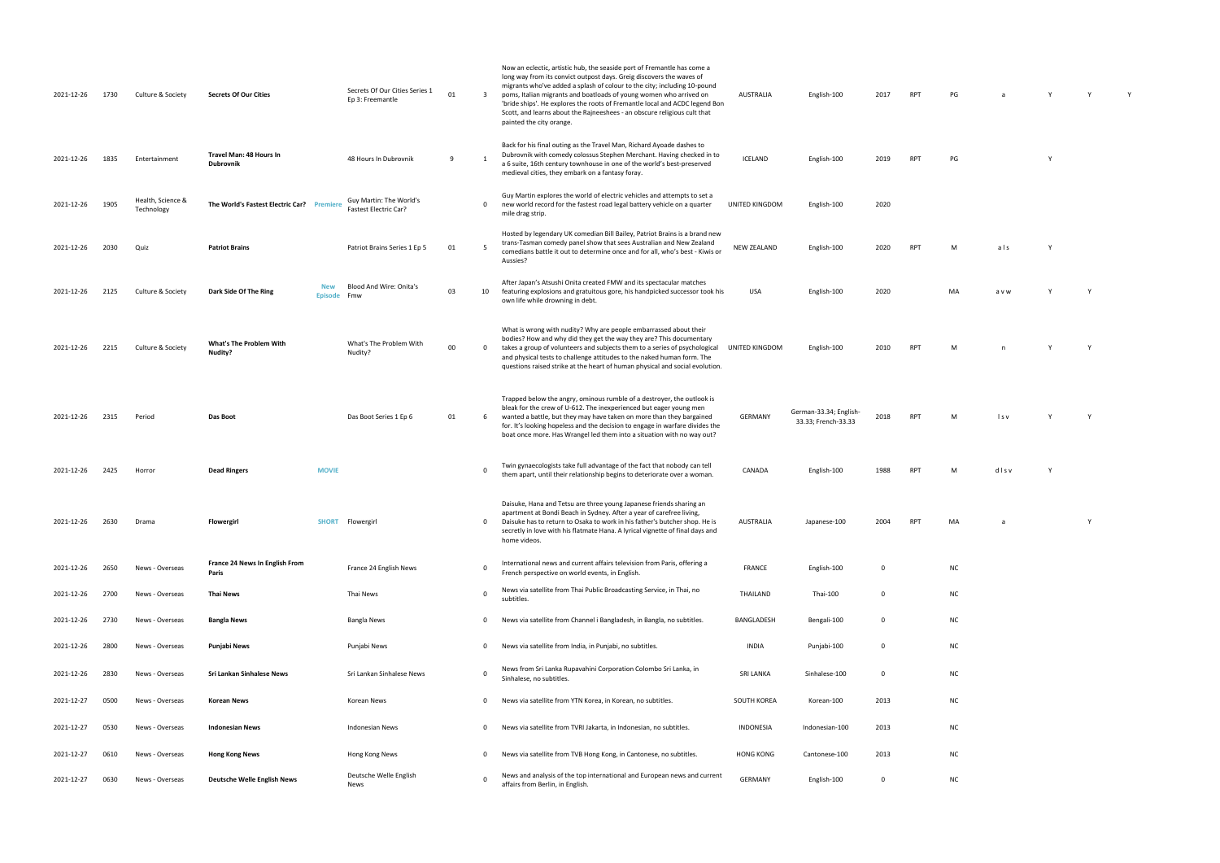| | | | | | | | | | | | | | | | | | | |
|---|---|---|---|---|---|---|---|---|---|---|---|---|---|---|---|---|---|---|
| 2021-12-26 | 1730 | Culture & Society | **Secrets Of Our Cities** | | Secrets Of Our Cities Series 1 Ep 3: Freemantle | 01 | 3 | Now an eclectic, artistic hub, the seaside port of Fremantle has come a long way from its convict outpost days. Greig discovers the waves of migrants who've added a splash of colour to the city; including 10-pound poms, Italian migrants and boatloads of young women who arrived on 'bride ships'. He explores the roots of Fremantle local and ACDC legend Bon Scott, and learns about the Rajneeshees - an obscure religious cult that painted the city orange. | AUSTRALIA | English-100 | 2017 | RPT | PG | a | Y | Y | Y |
| 2021-12-26 | 1835 | Entertainment | **Travel Man: 48 Hours In Dubrovnik** | | 48 Hours In Dubrovnik | 9 | 1 | Back for his final outing as the Travel Man, Richard Ayoade dashes to Dubrovnik with comedy colossus Stephen Merchant. Having checked in to a 6 suite, 16th century townhouse in one of the world's best-preserved medieval cities, they embark on a fantasy foray. | ICELAND | English-100 | 2019 | RPT | PG | | Y | | |
| 2021-12-26 | 1905 | Health, Science & Technology | **The World's Fastest Electric Car?** | Premiere | Guy Martin: The World's Fastest Electric Car? | | 0 | Guy Martin explores the world of electric vehicles and attempts to set a new world record for the fastest road legal battery vehicle on a quarter mile drag strip. | UNITED KINGDOM | English-100 | 2020 | | | | | | |
| 2021-12-26 | 2030 | Quiz | **Patriot Brains** | | Patriot Brains Series 1 Ep 5 | 01 | 5 | Hosted by legendary UK comedian Bill Bailey, Patriot Brains is a brand new trans-Tasman comedy panel show that sees Australian and New Zealand comedians battle it out to determine once and for all, who's best - Kiwis or Aussies? | NEW ZEALAND | English-100 | 2020 | RPT | M | a l s | Y | | |
| 2021-12-26 | 2125 | Culture & Society | **Dark Side Of The Ring** | New Episode | Blood And Wire: Onita's Fmw | 03 | 10 | After Japan's Atsushi Onita created FMW and its spectacular matches featuring explosions and gratuitous gore, his handpicked successor took his own life while drowning in debt. | USA | English-100 | 2020 | | MA | a v w | Y | Y | |
| 2021-12-26 | 2215 | Culture & Society | **What's The Problem With Nudity?** | | What's The Problem With Nudity? | 00 | 0 | What is wrong with nudity? Why are people embarrassed about their bodies? How and why did they get the way they are? This documentary takes a group of volunteers and subjects them to a series of psychological and physical tests to challenge attitudes to the naked human form. The questions raised strike at the heart of human physical and social evolution. | UNITED KINGDOM | English-100 | 2010 | RPT | M | n | Y | Y | |
| 2021-12-26 | 2315 | Period | **Das Boot** | | Das Boot Series 1 Ep 6 | 01 | 6 | Trapped below the angry, ominous rumble of a destroyer, the outlook is bleak for the crew of U-612. The inexperienced but eager young men wanted a battle, but they may have taken on more than they bargained for. It's looking hopeless and the decision to engage in warfare divides the boat once more. Has Wrangel led them into a situation with no way out? | GERMANY | German-33.34; English-33.33; French-33.33 | 2018 | RPT | M | l s v | Y | Y | |
| 2021-12-26 | 2425 | Horror | **Dead Ringers** | MOVIE | | | 0 | Twin gynaecologists take full advantage of the fact that nobody can tell them apart, until their relationship begins to deteriorate over a woman. | CANADA | English-100 | 1988 | RPT | M | d l s v | Y | | |
| 2021-12-26 | 2630 | Drama | **Flowergirl** | SHORT | Flowergirl | | 0 | Daisuke, Hana and Tetsu are three young Japanese friends sharing an apartment at Bondi Beach in Sydney. After a year of carefree living, Daisuke has to return to Osaka to work in his father's butcher shop. He is secretly in love with his flatmate Hana. A lyrical vignette of final days and home videos. | AUSTRALIA | Japanese-100 | 2004 | RPT | MA | a | | Y | |
| 2021-12-26 | 2650 | News - Overseas | **France 24 News In English From Paris** | | France 24 English News | | 0 | International news and current affairs television from Paris, offering a French perspective on world events, in English. | FRANCE | English-100 | 0 | | NC | | | | |
| 2021-12-26 | 2700 | News - Overseas | **Thai News** | | Thai News | | 0 | News via satellite from Thai Public Broadcasting Service, in Thai, no subtitles. | THAILAND | Thai-100 | 0 | | NC | | | | |
| 2021-12-26 | 2730 | News - Overseas | **Bangla News** | | Bangla News | | 0 | News via satellite from Channel i Bangladesh, in Bangla, no subtitles. | BANGLADESH | Bengali-100 | 0 | | NC | | | | |
| 2021-12-26 | 2800 | News - Overseas | **Punjabi News** | | Punjabi News | | 0 | News via satellite from India, in Punjabi, no subtitles. | INDIA | Punjabi-100 | 0 | | NC | | | | |
| 2021-12-26 | 2830 | News - Overseas | **Sri Lankan Sinhalese News** | | Sri Lankan Sinhalese News | | 0 | News from Sri Lanka Rupavahini Corporation Colombo Sri Lanka, in Sinhalese, no subtitles. | SRI LANKA | Sinhalese-100 | 0 | | NC | | | | |
| 2021-12-27 | 0500 | News - Overseas | **Korean News** | | Korean News | | 0 | News via satellite from YTN Korea, in Korean, no subtitles. | SOUTH KOREA | Korean-100 | 2013 | | NC | | | | |
| 2021-12-27 | 0530 | News - Overseas | **Indonesian News** | | Indonesian News | | 0 | News via satellite from TVRI Jakarta, in Indonesian, no subtitles. | INDONESIA | Indonesian-100 | 2013 | | NC | | | | |
| 2021-12-27 | 0610 | News - Overseas | **Hong Kong News** | | Hong Kong News | | 0 | News via satellite from TVB Hong Kong, in Cantonese, no subtitles. | HONG KONG | Cantonese-100 | 2013 | | NC | | | | |
| 2021-12-27 | 0630 | News - Overseas | **Deutsche Welle English News** | | Deutsche Welle English News | | 0 | News and analysis of the top international and European news and current affairs from Berlin, in English. | GERMANY | English-100 | 0 | | NC | | | | |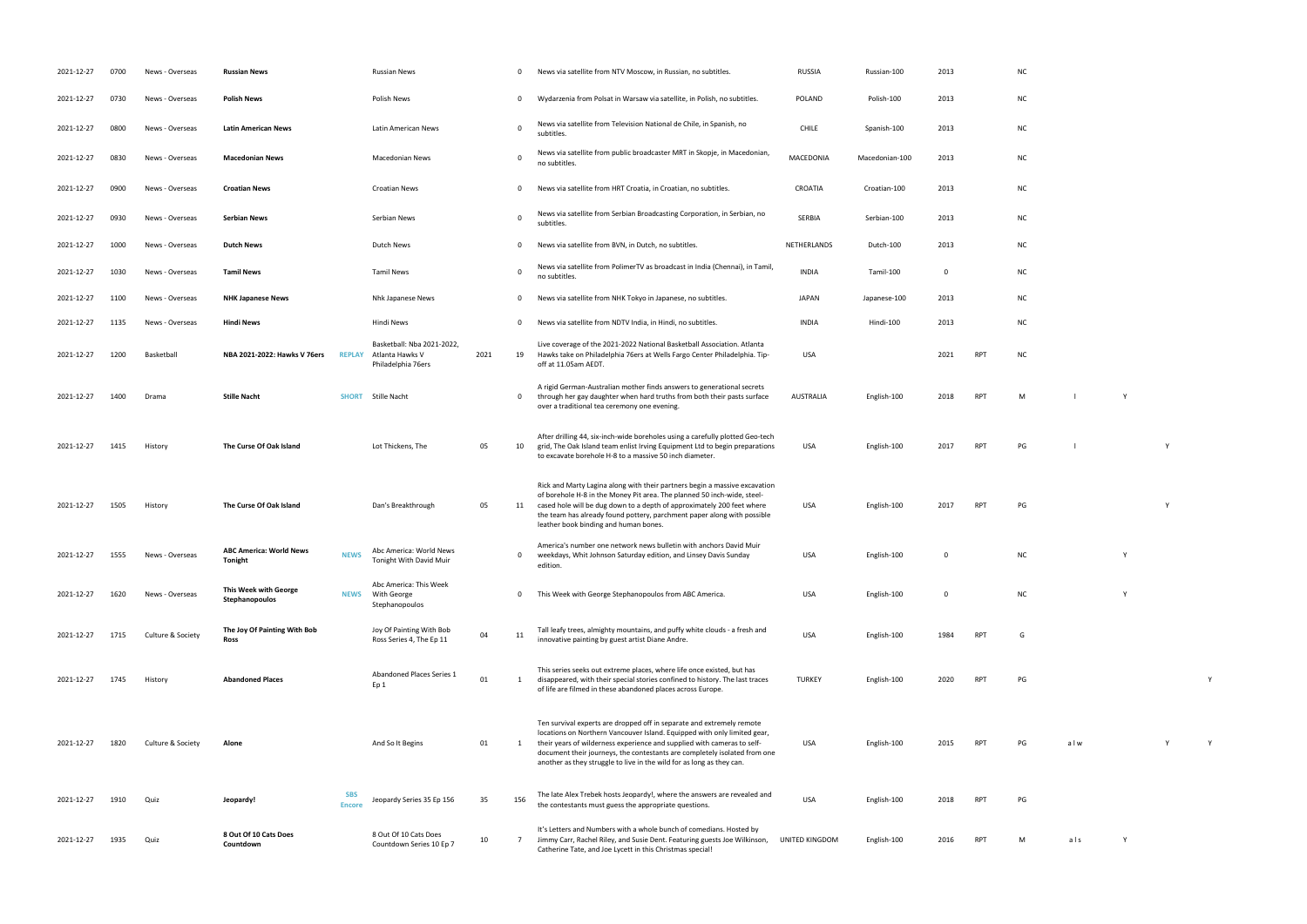| | | | | | | | | | | | | | | | | | |
|---|---|---|---|---|---|---|---|---|---|---|---|---|---|---|---|---|---|
| 2021-12-27 | 0700 | News - Overseas | **Russian News** | | Russian News | | 0 | News via satellite from NTV Moscow, in Russian, no subtitles. | RUSSIA | Russian-100 | 2013 | | NC | | | | |
| 2021-12-27 | 0730 | News - Overseas | **Polish News** | | Polish News | | 0 | Wydarzenia from Polsat in Warsaw via satellite, in Polish, no subtitles. | POLAND | Polish-100 | 2013 | | NC | | | | |
| 2021-12-27 | 0800 | News - Overseas | **Latin American News** | | Latin American News | | 0 | News via satellite from Television National de Chile, in Spanish, no subtitles. | CHILE | Spanish-100 | 2013 | | NC | | | | |
| 2021-12-27 | 0830 | News - Overseas | **Macedonian News** | | Macedonian News | | 0 | News via satellite from public broadcaster MRT in Skopje, in Macedonian, no subtitles. | MACEDONIA | Macedonian-100 | 2013 | | NC | | | | |
| 2021-12-27 | 0900 | News - Overseas | **Croatian News** | | Croatian News | | 0 | News via satellite from HRT Croatia, in Croatian, no subtitles. | CROATIA | Croatian-100 | 2013 | | NC | | | | |
| 2021-12-27 | 0930 | News - Overseas | **Serbian News** | | Serbian News | | 0 | News via satellite from Serbian Broadcasting Corporation, in Serbian, no subtitles. | SERBIA | Serbian-100 | 2013 | | NC | | | | |
| 2021-12-27 | 1000 | News - Overseas | **Dutch News** | | Dutch News | | 0 | News via satellite from BVN, in Dutch, no subtitles. | NETHERLANDS | Dutch-100 | 2013 | | NC | | | | |
| 2021-12-27 | 1030 | News - Overseas | **Tamil News** | | Tamil News | | 0 | News via satellite from PolimerTV as broadcast in India (Chennai), in Tamil, no subtitles. | INDIA | Tamil-100 | 0 | | NC | | | | |
| 2021-12-27 | 1100 | News - Overseas | **NHK Japanese News** | | Nhk Japanese News | | 0 | News via satellite from NHK Tokyo in Japanese, no subtitles. | JAPAN | Japanese-100 | 2013 | | NC | | | | |
| 2021-12-27 | 1135 | News - Overseas | **Hindi News** | | Hindi News | | 0 | News via satellite from NDTV India, in Hindi, no subtitles. | INDIA | Hindi-100 | 2013 | | NC | | | | |
| 2021-12-27 | 1200 | Basketball | **NBA 2021-2022: Hawks V 76ers** | REPLAY | Basketball: Nba 2021-2022, Atlanta Hawks V Philadelphia 76ers | 2021 | 19 | Live coverage of the 2021-2022 National Basketball Association. Atlanta Hawks take on Philadelphia 76ers at Wells Fargo Center Philadelphia. Tip-off at 11.05am AEDT. | USA | | 2021 | RPT | NC | | | | |
| 2021-12-27 | 1400 | Drama | **Stille Nacht** | SHORT | Stille Nacht | | 0 | A rigid German-Australian mother finds answers to generational secrets through her gay daughter when hard truths from both their pasts surface over a traditional tea ceremony one evening. | AUSTRALIA | English-100 | 2018 | RPT | M | l | Y | | |
| 2021-12-27 | 1415 | History | **The Curse Of Oak Island** | | Lot Thickens, The | 05 | 10 | After drilling 44, six-inch-wide boreholes using a carefully plotted Geo-tech grid, The Oak Island team enlist Irving Equipment Ltd to begin preparations to excavate borehole H-8 to a massive 50 inch diameter. | USA | English-100 | 2017 | RPT | PG | l | | Y | |
| 2021-12-27 | 1505 | History | **The Curse Of Oak Island** | | Dan's Breakthrough | 05 | 11 | Rick and Marty Lagina along with their partners begin a massive excavation of borehole H-8 in the Money Pit area. The planned 50 inch-wide, steel-cased hole will be dug down to a depth of approximately 200 feet where the team has already found pottery, parchment paper along with possible leather book binding and human bones. | USA | English-100 | 2017 | RPT | PG | | | Y | |
| 2021-12-27 | 1555 | News - Overseas | **ABC America: World News Tonight** | NEWS | Abc America: World News Tonight With David Muir | | 0 | America's number one network news bulletin with anchors David Muir weekdays, Whit Johnson Saturday edition, and Linsey Davis Sunday edition. | USA | English-100 | 0 | | NC | | Y | | |
| 2021-12-27 | 1620 | News - Overseas | **This Week with George Stephanopoulos** | NEWS | Abc America: This Week With George Stephanopoulos | | 0 | This Week with George Stephanopoulos from ABC America. | USA | English-100 | 0 | | NC | | Y | | |
| 2021-12-27 | 1715 | Culture & Society | **The Joy Of Painting With Bob Ross** | | Joy Of Painting With Bob Ross Series 4, The Ep 11 | 04 | 11 | Tall leafy trees, almighty mountains, and puffy white clouds - a fresh and innovative painting by guest artist Diane Andre. | USA | English-100 | 1984 | RPT | G | | | | |
| 2021-12-27 | 1745 | History | **Abandoned Places** | | Abandoned Places Series 1 Ep 1 | 01 | 1 | This series seeks out extreme places, where life once existed, but has disappeared, with their special stories confined to history. The last traces of life are filmed in these abandoned places across Europe. | TURKEY | English-100 | 2020 | RPT | PG | | | | Y |
| 2021-12-27 | 1820 | Culture & Society | **Alone** | | And So It Begins | 01 | 1 | Ten survival experts are dropped off in separate and extremely remote locations on Northern Vancouver Island. Equipped with only limited gear, their years of wilderness experience and supplied with cameras to self-document their journeys, the contestants are completely isolated from one another as they struggle to live in the wild for as long as they can. | USA | English-100 | 2015 | RPT | PG | a l w | | Y | Y |
| 2021-12-27 | 1910 | Quiz | **Jeopardy!** | SBS Encore | Jeopardy Series 35 Ep 156 | 35 | 156 | The late Alex Trebek hosts Jeopardy!, where the answers are revealed and the contestants must guess the appropriate questions. | USA | English-100 | 2018 | RPT | PG | | | | |
| 2021-12-27 | 1935 | Quiz | **8 Out Of 10 Cats Does Countdown** | | 8 Out Of 10 Cats Does Countdown Series 10 Ep 7 | 10 | 7 | It's Letters and Numbers with a whole bunch of comedians. Hosted by Jimmy Carr, Rachel Riley, and Susie Dent. Featuring guests Joe Wilkinson, Catherine Tate, and Joe Lycett in this Christmas special! | UNITED KINGDOM | English-100 | 2016 | RPT | M | a l s | Y | | |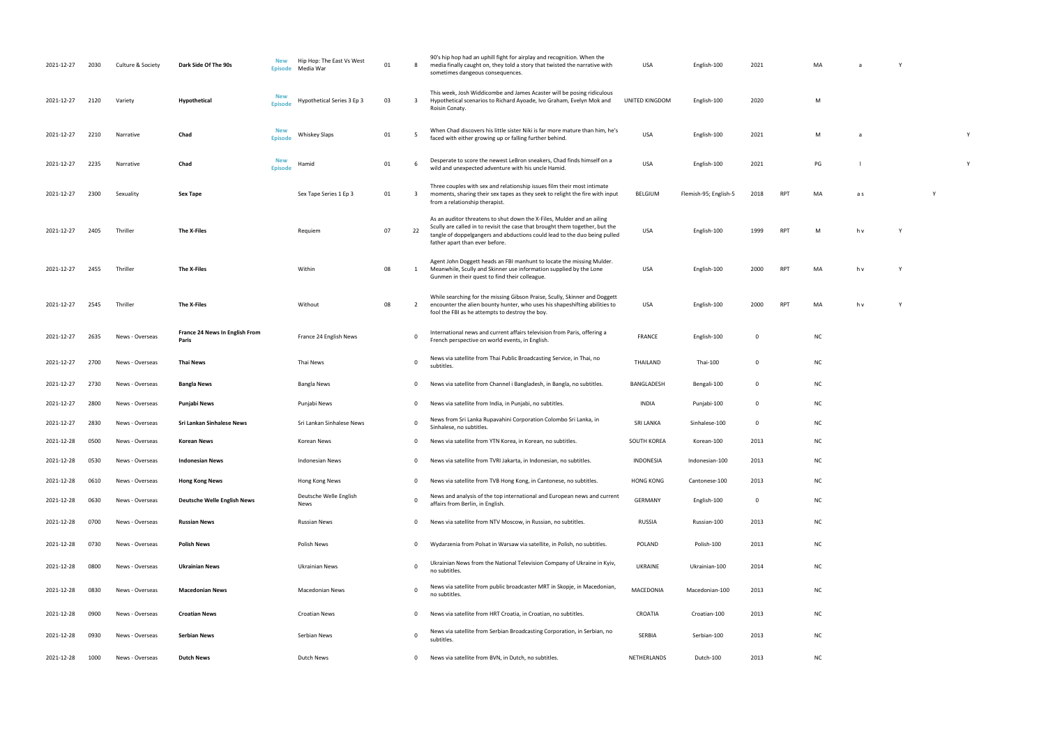| | | | | | | | | | | | | | | | | | |
|---|---|---|---|---|---|---|---|---|---|---|---|---|---|---|---|---|---|
| 2021-12-27 | 2030 | Culture & Society | **Dark Side Of The 90s** | New Episode | Hip Hop: The East Vs West Media War | 01 | 8 | 90's hip hop had an uphill fight for airplay and recognition. When the media finally caught on, they told a story that twisted the narrative with sometimes dangeous consequences. | USA | English-100 | 2021 | | MA | a | Y | | |
| 2021-12-27 | 2120 | Variety | **Hypothetical** | New Episode | Hypothetical Series 3 Ep 3 | 03 | 3 | This week, Josh Widdicombe and James Acaster will be posing ridiculous Hypothetical scenarios to Richard Ayoade, Ivo Graham, Evelyn Mok and Roisin Conaty. | UNITED KINGDOM | English-100 | 2020 | | M | | | | |
| 2021-12-27 | 2210 | Narrative | **Chad** | New Episode | Whiskey Slaps | 01 | 5 | When Chad discovers his little sister Niki is far more mature than him, he's faced with either growing up or falling further behind. | USA | English-100 | 2021 | | M | a | | | Y |
| 2021-12-27 | 2235 | Narrative | **Chad** | New Episode | Hamid | 01 | 6 | Desperate to score the newest LeBron sneakers, Chad finds himself on a wild and unexpected adventure with his uncle Hamid. | USA | English-100 | 2021 | | PG | l | | | Y |
| 2021-12-27 | 2300 | Sexuality | **Sex Tape** | | Sex Tape Series 1 Ep 3 | 01 | 3 | Three couples with sex and relationship issues film their most intimate moments, sharing their sex tapes as they seek to relight the fire with input from a relationship therapist. | BELGIUM | Flemish-95; English-5 | 2018 | RPT | MA | a s | | Y | |
| 2021-12-27 | 2405 | Thriller | **The X-Files** | | Requiem | 07 | 22 | As an auditor threatens to shut down the X-Files, Mulder and an ailing Scully are called in to revisit the case that brought them together, but the tangle of doppelgangers and abductions could lead to the duo being pulled father apart than ever before. | USA | English-100 | 1999 | RPT | M | h v | Y | | |
| 2021-12-27 | 2455 | Thriller | **The X-Files** | | Within | 08 | 1 | Agent John Doggett heads an FBI manhunt to locate the missing Mulder. Meanwhile, Scully and Skinner use information supplied by the Lone Gunmen in their quest to find their colleague. | USA | English-100 | 2000 | RPT | MA | h v | Y | | |
| 2021-12-27 | 2545 | Thriller | **The X-Files** | | Without | 08 | 2 | While searching for the missing Gibson Praise, Scully, Skinner and Doggett encounter the alien bounty hunter, who uses his shapeshifting abilities to fool the FBI as he attempts to destroy the boy. | USA | English-100 | 2000 | RPT | MA | h v | Y | | |
| 2021-12-27 | 2635 | News - Overseas | **France 24 News In English From Paris** | | France 24 English News | | 0 | International news and current affairs television from Paris, offering a French perspective on world events, in English. | FRANCE | English-100 | 0 | | NC | | | | |
| 2021-12-27 | 2700 | News - Overseas | **Thai News** | | Thai News | | 0 | News via satellite from Thai Public Broadcasting Service, in Thai, no subtitles. | THAILAND | Thai-100 | 0 | | NC | | | | |
| 2021-12-27 | 2730 | News - Overseas | **Bangla News** | | Bangla News | | 0 | News via satellite from Channel i Bangladesh, in Bangla, no subtitles. | BANGLADESH | Bengali-100 | 0 | | NC | | | | |
| 2021-12-27 | 2800 | News - Overseas | **Punjabi News** | | Punjabi News | | 0 | News via satellite from India, in Punjabi, no subtitles. | INDIA | Punjabi-100 | 0 | | NC | | | | |
| 2021-12-27 | 2830 | News - Overseas | **Sri Lankan Sinhalese News** | | Sri Lankan Sinhalese News | | 0 | News from Sri Lanka Rupavahini Corporation Colombo Sri Lanka, in Sinhalese, no subtitles. | SRI LANKA | Sinhalese-100 | 0 | | NC | | | | |
| 2021-12-28 | 0500 | News - Overseas | **Korean News** | | Korean News | | 0 | News via satellite from YTN Korea, in Korean, no subtitles. | SOUTH KOREA | Korean-100 | 2013 | | NC | | | | |
| 2021-12-28 | 0530 | News - Overseas | **Indonesian News** | | Indonesian News | | 0 | News via satellite from TVRI Jakarta, in Indonesian, no subtitles. | INDONESIA | Indonesian-100 | 2013 | | NC | | | | |
| 2021-12-28 | 0610 | News - Overseas | **Hong Kong News** | | Hong Kong News | | 0 | News via satellite from TVB Hong Kong, in Cantonese, no subtitles. | HONG KONG | Cantonese-100 | 2013 | | NC | | | | |
| 2021-12-28 | 0630 | News - Overseas | **Deutsche Welle English News** | | Deutsche Welle English News | | 0 | News and analysis of the top international and European news and current affairs from Berlin, in English. | GERMANY | English-100 | 0 | | NC | | | | |
| 2021-12-28 | 0700 | News - Overseas | **Russian News** | | Russian News | | 0 | News via satellite from NTV Moscow, in Russian, no subtitles. | RUSSIA | Russian-100 | 2013 | | NC | | | | |
| 2021-12-28 | 0730 | News - Overseas | **Polish News** | | Polish News | | 0 | Wydarzenia from Polsat in Warsaw via satellite, in Polish, no subtitles. | POLAND | Polish-100 | 2013 | | NC | | | | |
| 2021-12-28 | 0800 | News - Overseas | **Ukrainian News** | | Ukrainian News | | 0 | Ukrainian News from the National Television Company of Ukraine in Kyiv, no subtitles. | UKRAINE | Ukrainian-100 | 2014 | | NC | | | | |
| 2021-12-28 | 0830 | News - Overseas | **Macedonian News** | | Macedonian News | | 0 | News via satellite from public broadcaster MRT in Skopje, in Macedonian, no subtitles. | MACEDONIA | Macedonian-100 | 2013 | | NC | | | | |
| 2021-12-28 | 0900 | News - Overseas | **Croatian News** | | Croatian News | | 0 | News via satellite from HRT Croatia, in Croatian, no subtitles. | CROATIA | Croatian-100 | 2013 | | NC | | | | |
| 2021-12-28 | 0930 | News - Overseas | **Serbian News** | | Serbian News | | 0 | News via satellite from Serbian Broadcasting Corporation, in Serbian, no subtitles. | SERBIA | Serbian-100 | 2013 | | NC | | | | |
| 2021-12-28 | 1000 | News - Overseas | **Dutch News** | | Dutch News | | 0 | News via satellite from BVN, in Dutch, no subtitles. | NETHERLANDS | Dutch-100 | 2013 | | NC | | | | |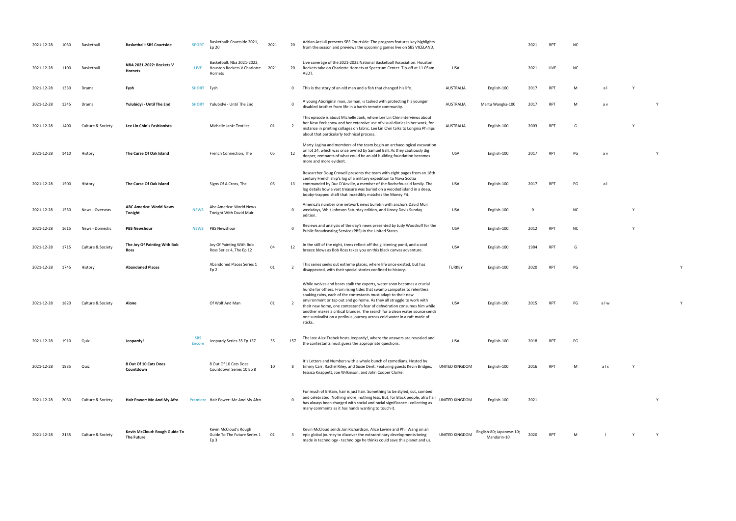| | | | | | | | | | | | | | | | | | |
|---|---|---|---|---|---|---|---|---|---|---|---|---|---|---|---|---|---|
| 2021-12-28 | 1030 | Basketball | **Basketball: SBS Courtside** | SPORT | Basketball: Courtside 2021, Ep 20 | 2021 | 20 | Adrian Arciuli presents SBS Courtside. The program features key highlights from the season and previews the upcoming games live on SBS VICELAND. | | | 2021 | RPT | NC | | | | |
| 2021-12-28 | 1100 | Basketball | **NBA 2021-2022: Rockets V Hornets** | LIVE | Basketball: Nba 2021-2022, Houston Rockets V Charlotte Hornets | 2021 | 20 | Live coverage of the 2021-2022 National Basketball Association. Houston Rockets take on Charlotte Hornets at Spectrum Center. Tip-off at 11.05am AEDT. | USA | | 2021 | LIVE | NC | | | | |
| 2021-12-28 | 1330 | Drama | **Fysh** | SHORT | Fysh | | 0 | This is the story of an old man and a fish that changed his life. | AUSTRALIA | English-100 | 2017 | RPT | M | a l | Y | | |
| 2021-12-28 | 1345 | Drama | **Yulubidyi - Until The End** | SHORT | Yulubidyi - Until The End | | 0 | A young Aboriginal man, Jarman, is tasked with protecting his younger disabled brother from life in a harsh remote community. | AUSTRALIA | Martu Wangka-100 | 2017 | RPT | M | a v | | Y | |
| 2021-12-28 | 1400 | Culture & Society | **Lee Lin Chin's Fashionista** | | Michelle Jank: Textiles | 01 | 2 | This episode is about Michelle Jank, whom Lee Lin Chin interviews about her New York show and her extensive use of visual diaries in her work, for instance in printing collages on fabric. Lee Lin Chin talks to Longina Phillips about that particularly technical process. | AUSTRALIA | English-100 | 2003 | RPT | G | | Y | | |
| 2021-12-28 | 1410 | History | **The Curse Of Oak Island** | | French Connection, The | 05 | 12 | Marty Lagina and members of the team begin an archaeological excavation on lot 24, which was once owned by Samuel Ball. As they cautiously dig deeper, remnants of what could be an old building foundation becomes more and more evident. | USA | English-100 | 2017 | RPT | PG | a v | | Y | |
| 2021-12-28 | 1500 | History | **The Curse Of Oak Island** | | Signs Of A Cross, The | 05 | 13 | Researcher Doug Crowell presents the team with eight pages from an 18th century French ship's log of a military expedition to Nova Scotia commanded by Duc D'Anville, a member of the Rochefoucald family. The log details how a vast treasure was buried on a wooded island in a deep, booby-trapped shaft that incredibly matches the Money Pit. | USA | English-100 | 2017 | RPT | PG | a l | | | |
| 2021-12-28 | 1550 | News - Overseas | **ABC America: World News Tonight** | NEWS | Abc America: World News Tonight With David Muir | | 0 | America's number one network news bulletin with anchors David Muir weekdays, Whit Johnson Saturday edition, and Linsey Davis Sunday edition. | USA | English-100 | 0 | | NC | | Y | | |
| 2021-12-28 | 1615 | News - Domestic | **PBS Newshour** | NEWS | PBS Newshour | | 0 | Reviews and analysis of the day's news presented by Judy Woodruff for the Public Broadcasting Service (PBS) in the United States. | USA | English-100 | 2012 | RPT | NC | | Y | | |
| 2021-12-28 | 1715 | Culture & Society | **The Joy Of Painting With Bob Ross** | | Joy Of Painting With Bob Ross Series 4, The Ep 12 | 04 | 12 | In the still of the night, trees reflect off the glistening pond, and a cool breeze blows as Bob Ross takes you on this black canvas adventure. | USA | English-100 | 1984 | RPT | G | | | | |
| 2021-12-28 | 1745 | History | **Abandoned Places** | | Abandoned Places Series 1 Ep 2 | 01 | 2 | This series seeks out extreme places, where life once existed, but has disappeared, with their special stories confined to history. | TURKEY | English-100 | 2020 | RPT | PG | | | | Y |
| 2021-12-28 | 1820 | Culture & Society | **Alone** | | Of Wolf And Man | 01 | 2 | While wolves and bears stalk the experts, water soon becomes a crucial hurdle for others. From rising tides that swamp campsites to relentless soaking rains, each of the contestants must adapt to their new environment or tap out and go home. As they all struggle to work with their new home, one contestant's fear of dehydration consumes him while another makes a critical blunder. The search for a clean water source sends one survivalist on a perilous journey across cold water in a raft made of sticks. | USA | English-100 | 2015 | RPT | PG | a l w | | | Y |
| 2021-12-28 | 1910 | Quiz | **Jeopardy!** | SBS Encore | Jeopardy Series 35 Ep 157 | 35 | 157 | The late Alex Trebek hosts Jeopardy!, where the answers are revealed and the contestants must guess the appropriate questions. | USA | English-100 | 2018 | RPT | PG | | | | |
| 2021-12-28 | 1935 | Quiz | **8 Out Of 10 Cats Does Countdown** | | 8 Out Of 10 Cats Does Countdown Series 10 Ep 8 | 10 | 8 | It's Letters and Numbers with a whole bunch of comedians. Hosted by Jimmy Carr, Rachel Riley, and Susie Dent. Featuring guests Kevin Bridges, Jessica Knappett, Joe Wilkinson, and John Cooper Clarke. | UNITED KINGDOM | English-100 | 2016 | RPT | M | a l s | Y | | |
| 2021-12-28 | 2030 | Culture & Society | **Hair Power: Me And My Afro** | Premiere | Hair Power: Me And My Afro | | 0 | For much of Britain, hair is just hair. Something to be styled, cut, combed and celebrated. Nothing more; nothing less. But, for Black people, afro hair has always been charged with social and racial significance - collecting as many comments as it has hands wanting to touch it. | UNITED KINGDOM | English-100 | 2021 | | | | | Y | |
| 2021-12-28 | 2135 | Culture & Society | **Kevin McCloud: Rough Guide To The Future** | | Kevin McCloud's Rough Guide To The Future Series 1 Ep 3 | 01 | 3 | Kevin McCloud sends Jon Richardson, Alice Levine and Phil Wang on an epic global journey to discover the extraordinary developments being made in technology - technology he thinks could save this planet and us. | UNITED KINGDOM | English-80; Japanese-10; Mandarin-10 | 2020 | RPT | M | l | Y | Y | |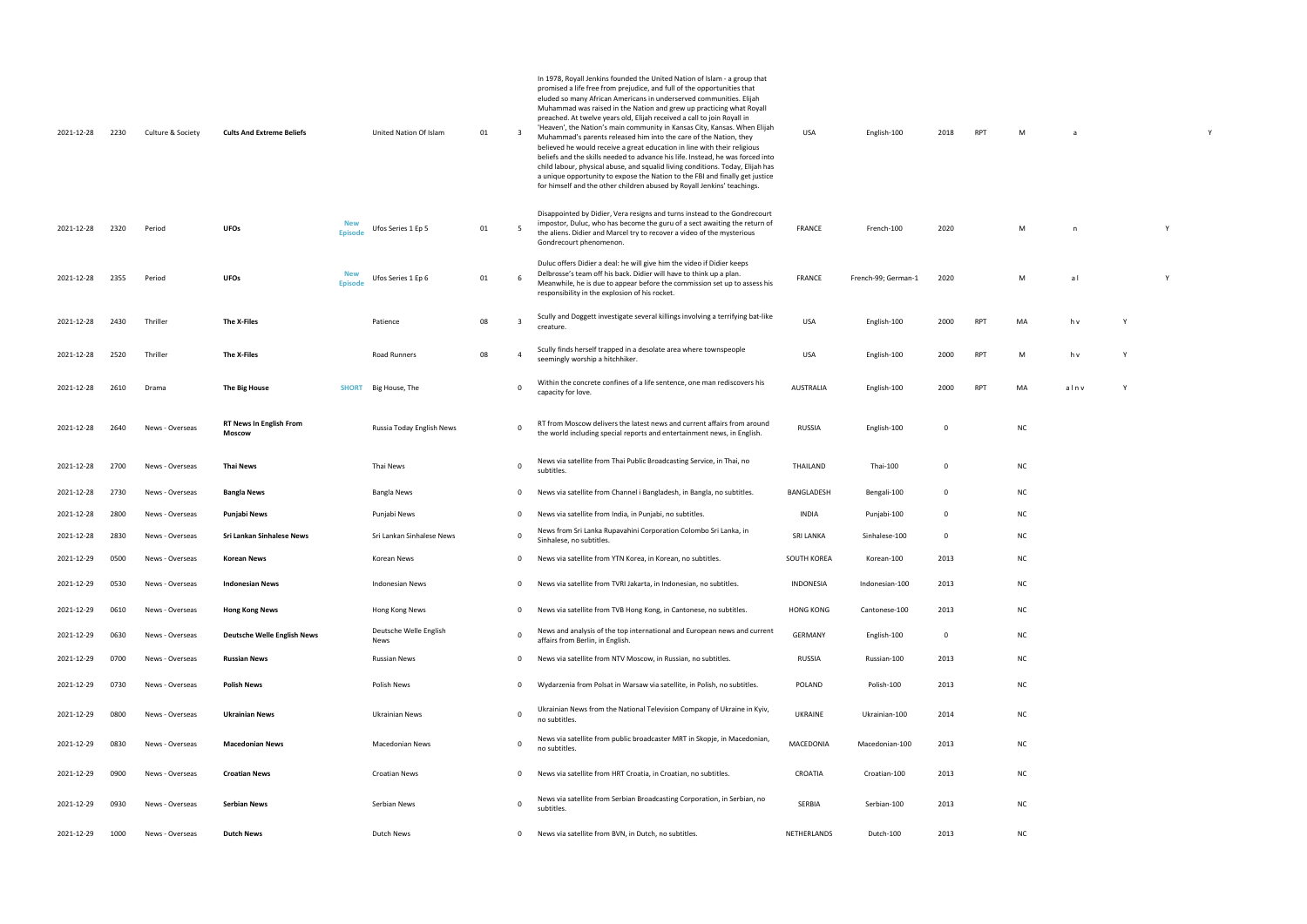| | | | | | | | | | | | | | | | | | |
|---|---|---|---|---|---|---|---|---|---|---|---|---|---|---|---|---|---|
| 2021-12-28 | 2230 | Culture & Society | **Cults And Extreme Beliefs** | | United Nation Of Islam | 01 | 3 | In 1978, Royall Jenkins founded the United Nation of Islam - a group that promised a life free from prejudice, and full of the opportunities that eluded so many African Americans in underserved communities. Elijah Muhammad was raised in the Nation and grew up practicing what Royall preached. At twelve years old, Elijah received a call to join Royall in 'Heaven', the Nation's main community in Kansas City, Kansas. When Elijah Muhammad's parents released him into the care of the Nation, they believed he would receive a great education in line with their religious beliefs and the skills needed to advance his life. Instead, he was forced into child labour, physical abuse, and squalid living conditions. Today, Elijah has a unique opportunity to expose the Nation to the FBI and finally get justice for himself and the other children abused by Royall Jenkins' teachings. | USA | English-100 | 2018 | RPT | M | a | | | Y |
| 2021-12-28 | 2320 | Period | **UFOs** | **New Episode** | Ufos Series 1 Ep 5 | 01 | 5 | Disappointed by Didier, Vera resigns and turns instead to the Gondrecourt impostor, Duluc, who has become the guru of a sect awaiting the return of the aliens. Didier and Marcel try to recover a video of the mysterious Gondrecourt phenomenon. | FRANCE | French-100 | 2020 | | M | n | | Y | |
| 2021-12-28 | 2355 | Period | **UFOs** | **New Episode** | Ufos Series 1 Ep 6 | 01 | 6 | Duluc offers Didier a deal: he will give him the video if Didier keeps Delbrosse's team off his back. Didier will have to think up a plan. Meanwhile, he is due to appear before the commission set up to assess his responsibility in the explosion of his rocket. | FRANCE | French-99; German-1 | 2020 | | M | a l | | Y | |
| 2021-12-28 | 2430 | Thriller | **The X-Files** | | Patience | 08 | 3 | Scully and Doggett investigate several killings involving a terrifying bat-like creature. | USA | English-100 | 2000 | RPT | MA | h v | Y | | |
| 2021-12-28 | 2520 | Thriller | **The X-Files** | | Road Runners | 08 | 4 | Scully finds herself trapped in a desolate area where townspeople seemingly worship a hitchhiker. | USA | English-100 | 2000 | RPT | M | h v | Y | | |
| 2021-12-28 | 2610 | Drama | **The Big House** | **SHORT** | Big House, The | | 0 | Within the concrete confines of a life sentence, one man rediscovers his capacity for love. | AUSTRALIA | English-100 | 2000 | RPT | MA | a l n v | Y | | |
| 2021-12-28 | 2640 | News - Overseas | **RT News In English From Moscow** | | Russia Today English News | | 0 | RT from Moscow delivers the latest news and current affairs from around the world including special reports and entertainment news, in English. | RUSSIA | English-100 | 0 | | NC | | | | |
| 2021-12-28 | 2700 | News - Overseas | **Thai News** | | Thai News | | 0 | News via satellite from Thai Public Broadcasting Service, in Thai, no subtitles. | THAILAND | Thai-100 | 0 | | NC | | | | |
| 2021-12-28 | 2730 | News - Overseas | **Bangla News** | | Bangla News | | 0 | News via satellite from Channel i Bangladesh, in Bangla, no subtitles. | BANGLADESH | Bengali-100 | 0 | | NC | | | | |
| 2021-12-28 | 2800 | News - Overseas | **Punjabi News** | | Punjabi News | | 0 | News via satellite from India, in Punjabi, no subtitles. | INDIA | Punjabi-100 | 0 | | NC | | | | |
| 2021-12-28 | 2830 | News - Overseas | **Sri Lankan Sinhalese News** | | Sri Lankan Sinhalese News | | 0 | News from Sri Lanka Rupavahini Corporation Colombo Sri Lanka, in Sinhalese, no subtitles. | SRI LANKA | Sinhalese-100 | 0 | | NC | | | | |
| 2021-12-29 | 0500 | News - Overseas | **Korean News** | | Korean News | | 0 | News via satellite from YTN Korea, in Korean, no subtitles. | SOUTH KOREA | Korean-100 | 2013 | | NC | | | | |
| 2021-12-29 | 0530 | News - Overseas | **Indonesian News** | | Indonesian News | | 0 | News via satellite from TVRI Jakarta, in Indonesian, no subtitles. | INDONESIA | Indonesian-100 | 2013 | | NC | | | | |
| 2021-12-29 | 0610 | News - Overseas | **Hong Kong News** | | Hong Kong News | | 0 | News via satellite from TVB Hong Kong, in Cantonese, no subtitles. | HONG KONG | Cantonese-100 | 2013 | | NC | | | | |
| 2021-12-29 | 0630 | News - Overseas | **Deutsche Welle English News** | | Deutsche Welle English News | | 0 | News and analysis of the top international and European news and current affairs from Berlin, in English. | GERMANY | English-100 | 0 | | NC | | | | |
| 2021-12-29 | 0700 | News - Overseas | **Russian News** | | Russian News | | 0 | News via satellite from NTV Moscow, in Russian, no subtitles. | RUSSIA | Russian-100 | 2013 | | NC | | | | |
| 2021-12-29 | 0730 | News - Overseas | **Polish News** | | Polish News | | 0 | Wydarzenia from Polsat in Warsaw via satellite, in Polish, no subtitles. | POLAND | Polish-100 | 2013 | | NC | | | | |
| 2021-12-29 | 0800 | News - Overseas | **Ukrainian News** | | Ukrainian News | | 0 | Ukrainian News from the National Television Company of Ukraine in Kyiv, no subtitles. | UKRAINE | Ukrainian-100 | 2014 | | NC | | | | |
| 2021-12-29 | 0830 | News - Overseas | **Macedonian News** | | Macedonian News | | 0 | News via satellite from public broadcaster MRT in Skopje, in Macedonian, no subtitles. | MACEDONIA | Macedonian-100 | 2013 | | NC | | | | |
| 2021-12-29 | 0900 | News - Overseas | **Croatian News** | | Croatian News | | 0 | News via satellite from HRT Croatia, in Croatian, no subtitles. | CROATIA | Croatian-100 | 2013 | | NC | | | | |
| 2021-12-29 | 0930 | News - Overseas | **Serbian News** | | Serbian News | | 0 | News via satellite from Serbian Broadcasting Corporation, in Serbian, no subtitles. | SERBIA | Serbian-100 | 2013 | | NC | | | | |
| 2021-12-29 | 1000 | News - Overseas | **Dutch News** | | Dutch News | | 0 | News via satellite from BVN, in Dutch, no subtitles. | NETHERLANDS | Dutch-100 | 2013 | | NC | | | | |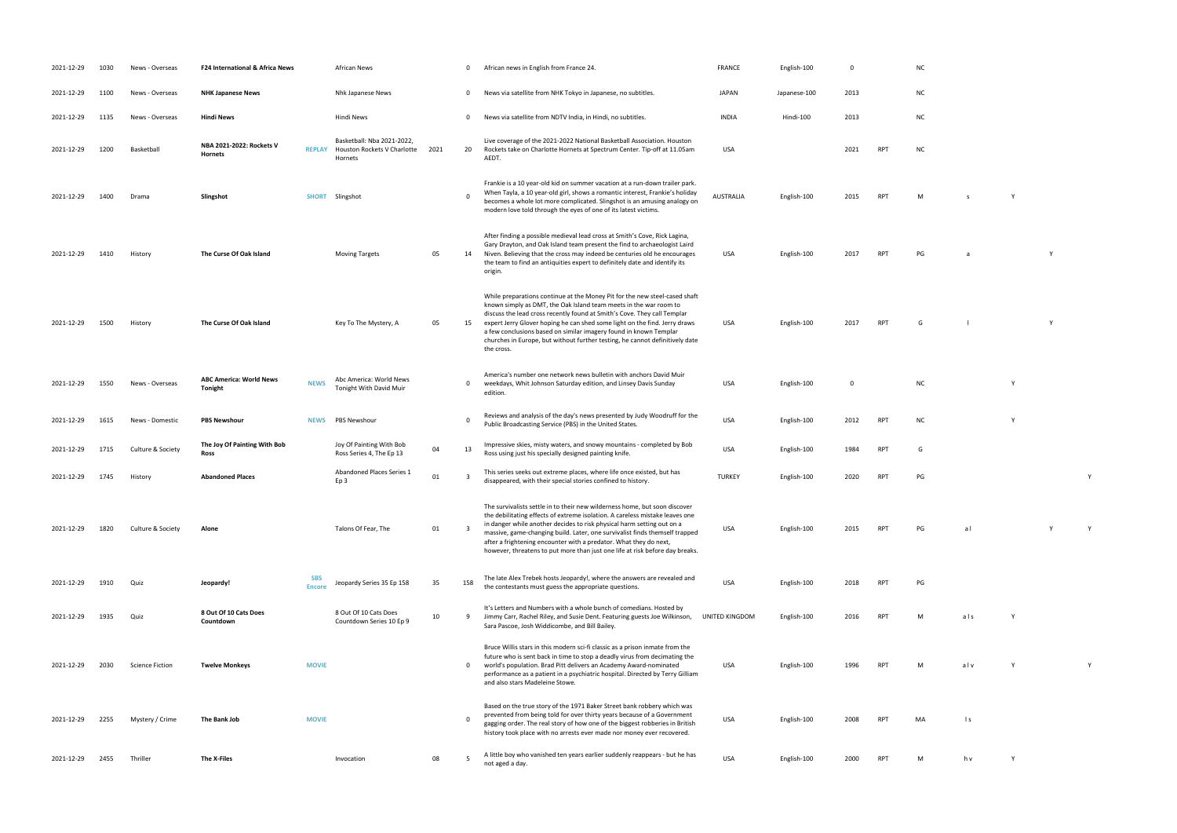| | | | | | | | | | | | | | | | | | |
|---|---|---|---|---|---|---|---|---|---|---|---|---|---|---|---|---|---|
| 2021-12-29 | 1030 | News - Overseas | **F24 International & Africa News** | | African News | | 0 | African news in English from France 24. | FRANCE | English-100 | 0 | | NC | | | | |
| 2021-12-29 | 1100 | News - Overseas | **NHK Japanese News** | | Nhk Japanese News | | 0 | News via satellite from NHK Tokyo in Japanese, no subtitles. | JAPAN | Japanese-100 | 2013 | | NC | | | | |
| 2021-12-29 | 1135 | News - Overseas | **Hindi News** | | Hindi News | | 0 | News via satellite from NDTV India, in Hindi, no subtitles. | INDIA | Hindi-100 | 2013 | | NC | | | | |
| 2021-12-29 | 1200 | Basketball | **NBA 2021-2022: Rockets V Hornets** | **REPLAY** | Basketball: Nba 2021-2022, Houston Rockets V Charlotte Hornets | 2021 | 20 | Live coverage of the 2021-2022 National Basketball Association. Houston Rockets take on Charlotte Hornets at Spectrum Center. Tip-off at 11.05am AEDT. | USA | | 2021 | RPT | NC | | | | |
| 2021-12-29 | 1400 | Drama | **Slingshot** | **SHORT** | Slingshot | | 0 | Frankie is a 10 year-old kid on summer vacation at a run-down trailer park. When Tayla, a 10 year-old girl, shows a romantic interest, Frankie's holiday becomes a whole lot more complicated. Slingshot is an amusing analogy on modern love told through the eyes of one of its latest victims. | AUSTRALIA | English-100 | 2015 | RPT | M | s | Y | | |
| 2021-12-29 | 1410 | History | **The Curse Of Oak Island** | | Moving Targets | 05 | 14 | After finding a possible medieval lead cross at Smith's Cove, Rick Lagina, Gary Drayton, and Oak Island team present the find to archaeologist Laird Niven. Believing that the cross may indeed be centuries old he encourages the team to find an antiquities expert to definitely date and identify its origin. | USA | English-100 | 2017 | RPT | PG | a | | Y | |
| 2021-12-29 | 1500 | History | **The Curse Of Oak Island** | | Key To The Mystery, A | 05 | 15 | While preparations continue at the Money Pit for the new steel-cased shaft known simply as DMT, the Oak Island team meets in the war room to discuss the lead cross recently found at Smith's Cove. They call Templar expert Jerry Glover hoping he can shed some light on the find. Jerry draws a few conclusions based on similar imagery found in known Templar churches in Europe, but without further testing, he cannot definitively date the cross. | USA | English-100 | 2017 | RPT | G | l | | Y | |
| 2021-12-29 | 1550 | News - Overseas | **ABC America: World News Tonight** | **NEWS** | Abc America: World News Tonight With David Muir | | 0 | America's number one network news bulletin with anchors David Muir weekdays, Whit Johnson Saturday edition, and Linsey Davis Sunday edition. | USA | English-100 | 0 | | NC | | Y | | |
| 2021-12-29 | 1615 | News - Domestic | **PBS Newshour** | **NEWS** | PBS Newshour | | 0 | Reviews and analysis of the day's news presented by Judy Woodruff for the Public Broadcasting Service (PBS) in the United States. | USA | English-100 | 2012 | RPT | NC | | Y | | |
| 2021-12-29 | 1715 | Culture & Society | **The Joy Of Painting With Bob Ross** | | Joy Of Painting With Bob Ross Series 4, The Ep 13 | 04 | 13 | Impressive skies, misty waters, and snowy mountains - completed by Bob Ross using just his specially designed painting knife. | USA | English-100 | 1984 | RPT | G | | | | |
| 2021-12-29 | 1745 | History | **Abandoned Places** | | Abandoned Places Series 1 Ep 3 | 01 | 3 | This series seeks out extreme places, where life once existed, but has disappeared, with their special stories confined to history. | TURKEY | English-100 | 2020 | RPT | PG | | | | Y |
| 2021-12-29 | 1820 | Culture & Society | **Alone** | | Talons Of Fear, The | 01 | 3 | The survivalists settle in to their new wilderness home, but soon discover the debilitating effects of extreme isolation. A careless mistake leaves one in danger while another decides to risk physical harm setting out on a massive, game-changing build. Later, one survivalist finds themself trapped after a frightening encounter with a predator. What they do next, however, threatens to put more than just one life at risk before day breaks. | USA | English-100 | 2015 | RPT | PG | a l | | Y | Y |
| 2021-12-29 | 1910 | Quiz | **Jeopardy!** | **SBS Encore** | Jeopardy Series 35 Ep 158 | 35 | 158 | The late Alex Trebek hosts Jeopardy!, where the answers are revealed and the contestants must guess the appropriate questions. | USA | English-100 | 2018 | RPT | PG | | | | |
| 2021-12-29 | 1935 | Quiz | **8 Out Of 10 Cats Does Countdown** | | 8 Out Of 10 Cats Does Countdown Series 10 Ep 9 | 10 | 9 | It's Letters and Numbers with a whole bunch of comedians. Hosted by Jimmy Carr, Rachel Riley, and Susie Dent. Featuring guests Joe Wilkinson, Sara Pascoe, Josh Widdicombe, and Bill Bailey. | UNITED KINGDOM | English-100 | 2016 | RPT | M | a l s | Y | | |
| 2021-12-29 | 2030 | Science Fiction | **Twelve Monkeys** | **MOVIE** | | | 0 | Bruce Willis stars in this modern sci-fi classic as a prison inmate from the future who is sent back in time to stop a deadly virus from decimating the world's population. Brad Pitt delivers an Academy Award-nominated performance as a patient in a psychiatric hospital. Directed by Terry Gilliam and also stars Madeleine Stowe. | USA | English-100 | 1996 | RPT | M | a l v | Y | | Y |
| 2021-12-29 | 2255 | Mystery / Crime | **The Bank Job** | **MOVIE** | | | 0 | Based on the true story of the 1971 Baker Street bank robbery which was prevented from being told for over thirty years because of a Government gagging order. The real story of how one of the biggest robberies in British history took place with no arrests ever made nor money ever recovered. | USA | English-100 | 2008 | RPT | MA | l s | | | |
| 2021-12-29 | 2455 | Thriller | **The X-Files** | | Invocation | 08 | 5 | A little boy who vanished ten years earlier suddenly reappears - but he has not aged a day. | USA | English-100 | 2000 | RPT | M | h v | Y | | |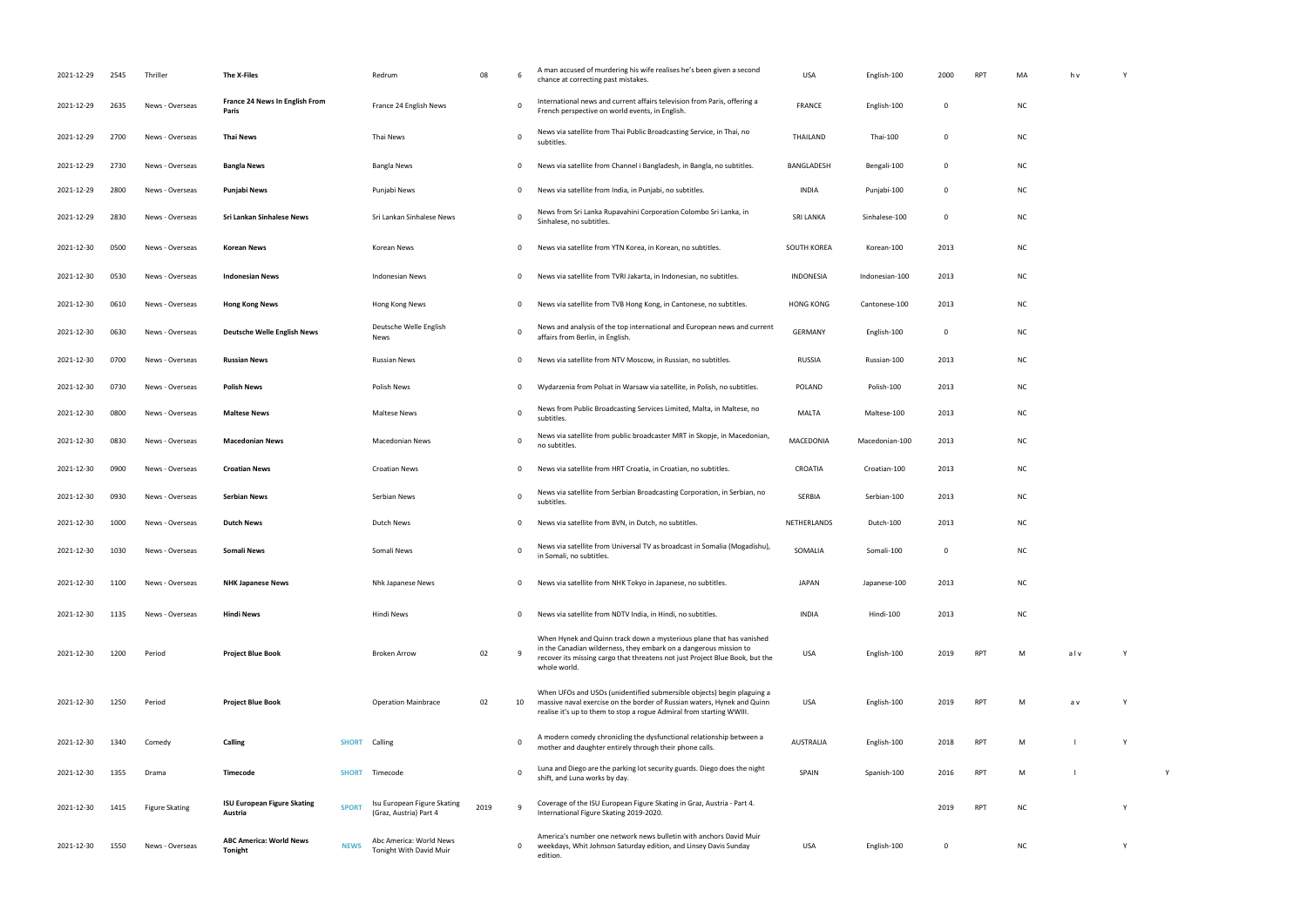| | | | | | | | | | | | | | | | | |
|---|---|---|---|---|---|---|---|---|---|---|---|---|---|---|---|---|
| 2021-12-29 | 2545 | Thriller | **The X-Files** | | Redrum | 08 | 6 | A man accused of murdering his wife realises he's been given a second chance at correcting past mistakes. | USA | English-100 | 2000 | RPT | MA | h v | Y | |
| 2021-12-29 | 2635 | News - Overseas | **France 24 News In English From Paris** | | France 24 English News | | 0 | International news and current affairs television from Paris, offering a French perspective on world events, in English. | FRANCE | English-100 | 0 | | NC | | | |
| 2021-12-29 | 2700 | News - Overseas | **Thai News** | | Thai News | | 0 | News via satellite from Thai Public Broadcasting Service, in Thai, no subtitles. | THAILAND | Thai-100 | 0 | | NC | | | |
| 2021-12-29 | 2730 | News - Overseas | **Bangla News** | | Bangla News | | 0 | News via satellite from Channel i Bangladesh, in Bangla, no subtitles. | BANGLADESH | Bengali-100 | 0 | | NC | | | |
| 2021-12-29 | 2800 | News - Overseas | **Punjabi News** | | Punjabi News | | 0 | News via satellite from India, in Punjabi, no subtitles. | INDIA | Punjabi-100 | 0 | | NC | | | |
| 2021-12-29 | 2830 | News - Overseas | **Sri Lankan Sinhalese News** | | Sri Lankan Sinhalese News | | 0 | News from Sri Lanka Rupavahini Corporation Colombo Sri Lanka, in Sinhalese, no subtitles. | SRI LANKA | Sinhalese-100 | 0 | | NC | | | |
| 2021-12-30 | 0500 | News - Overseas | **Korean News** | | Korean News | | 0 | News via satellite from YTN Korea, in Korean, no subtitles. | SOUTH KOREA | Korean-100 | 2013 | | NC | | | |
| 2021-12-30 | 0530 | News - Overseas | **Indonesian News** | | Indonesian News | | 0 | News via satellite from TVRI Jakarta, in Indonesian, no subtitles. | INDONESIA | Indonesian-100 | 2013 | | NC | | | |
| 2021-12-30 | 0610 | News - Overseas | **Hong Kong News** | | Hong Kong News | | 0 | News via satellite from TVB Hong Kong, in Cantonese, no subtitles. | HONG KONG | Cantonese-100 | 2013 | | NC | | | |
| 2021-12-30 | 0630 | News - Overseas | **Deutsche Welle English News** | | Deutsche Welle English News | | 0 | News and analysis of the top international and European news and current affairs from Berlin, in English. | GERMANY | English-100 | 0 | | NC | | | |
| 2021-12-30 | 0700 | News - Overseas | **Russian News** | | Russian News | | 0 | News via satellite from NTV Moscow, in Russian, no subtitles. | RUSSIA | Russian-100 | 2013 | | NC | | | |
| 2021-12-30 | 0730 | News - Overseas | **Polish News** | | Polish News | | 0 | Wydarzenia from Polsat in Warsaw via satellite, in Polish, no subtitles. | POLAND | Polish-100 | 2013 | | NC | | | |
| 2021-12-30 | 0800 | News - Overseas | **Maltese News** | | Maltese News | | 0 | News from Public Broadcasting Services Limited, Malta, in Maltese, no subtitles. | MALTA | Maltese-100 | 2013 | | NC | | | |
| 2021-12-30 | 0830 | News - Overseas | **Macedonian News** | | Macedonian News | | 0 | News via satellite from public broadcaster MRT in Skopje, in Macedonian, no subtitles. | MACEDONIA | Macedonian-100 | 2013 | | NC | | | |
| 2021-12-30 | 0900 | News - Overseas | **Croatian News** | | Croatian News | | 0 | News via satellite from HRT Croatia, in Croatian, no subtitles. | CROATIA | Croatian-100 | 2013 | | NC | | | |
| 2021-12-30 | 0930 | News - Overseas | **Serbian News** | | Serbian News | | 0 | News via satellite from Serbian Broadcasting Corporation, in Serbian, no subtitles. | SERBIA | Serbian-100 | 2013 | | NC | | | |
| 2021-12-30 | 1000 | News - Overseas | **Dutch News** | | Dutch News | | 0 | News via satellite from BVN, in Dutch, no subtitles. | NETHERLANDS | Dutch-100 | 2013 | | NC | | | |
| 2021-12-30 | 1030 | News - Overseas | **Somali News** | | Somali News | | 0 | News via satellite from Universal TV as broadcast in Somalia (Mogadishu), in Somali, no subtitles. | SOMALIA | Somali-100 | 0 | | NC | | | |
| 2021-12-30 | 1100 | News - Overseas | **NHK Japanese News** | | Nhk Japanese News | | 0 | News via satellite from NHK Tokyo in Japanese, no subtitles. | JAPAN | Japanese-100 | 2013 | | NC | | | |
| 2021-12-30 | 1135 | News - Overseas | **Hindi News** | | Hindi News | | 0 | News via satellite from NDTV India, in Hindi, no subtitles. | INDIA | Hindi-100 | 2013 | | NC | | | |
| 2021-12-30 | 1200 | Period | **Project Blue Book** | | Broken Arrow | 02 | 9 | When Hynek and Quinn track down a mysterious plane that has vanished in the Canadian wilderness, they embark on a dangerous mission to recover its missing cargo that threatens not just Project Blue Book, but the whole world. | USA | English-100 | 2019 | RPT | M | a l v | Y | |
| 2021-12-30 | 1250 | Period | **Project Blue Book** | | Operation Mainbrace | 02 | 10 | When UFOs and USOs (unidentified submersible objects) begin plaguing a massive naval exercise on the border of Russian waters, Hynek and Quinn realise it's up to them to stop a rogue Admiral from starting WWIII. | USA | English-100 | 2019 | RPT | M | a v | Y | |
| 2021-12-30 | 1340 | Comedy | **Calling** | SHORT | Calling | | 0 | A modern comedy chronicling the dysfunctional relationship between a mother and daughter entirely through their phone calls. | AUSTRALIA | English-100 | 2018 | RPT | M | l | Y | |
| 2021-12-30 | 1355 | Drama | **Timecode** | SHORT | Timecode | | 0 | Luna and Diego are the parking lot security guards. Diego does the night shift, and Luna works by day. | SPAIN | Spanish-100 | 2016 | RPT | M | l | | Y |
| 2021-12-30 | 1415 | Figure Skating | **ISU European Figure Skating Austria** | SPORT | Isu European Figure Skating (Graz, Austria) Part 4 | 2019 | 9 | Coverage of the ISU European Figure Skating in Graz, Austria - Part 4. International Figure Skating 2019-2020. | | | 2019 | RPT | NC | | Y | |
| 2021-12-30 | 1550 | News - Overseas | **ABC America: World News Tonight** | NEWS | Abc America: World News Tonight With David Muir | | 0 | America's number one network news bulletin with anchors David Muir weekdays, Whit Johnson Saturday edition, and Linsey Davis Sunday edition. | USA | English-100 | 0 | | NC | | Y | |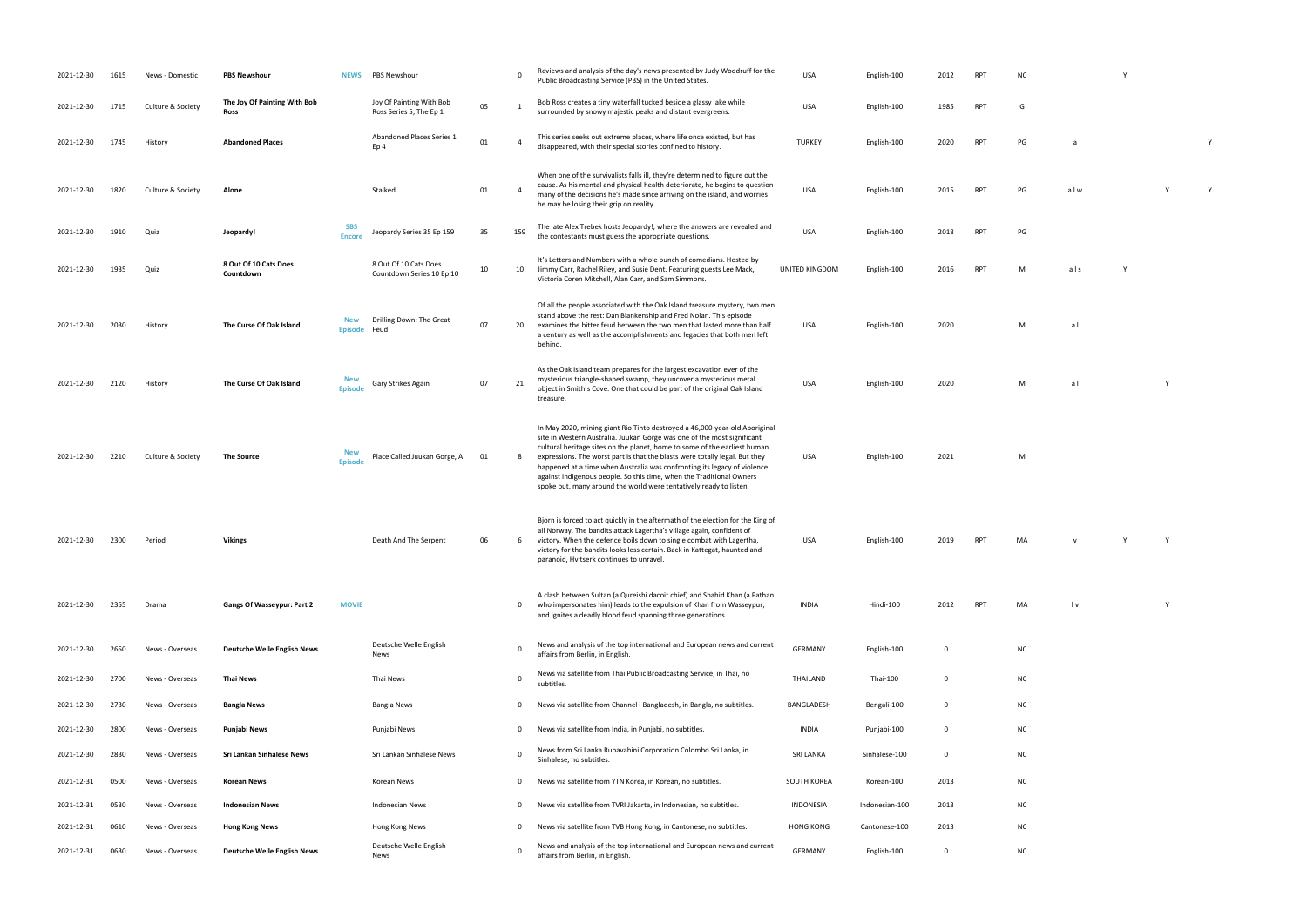| | | | | | | | | | | | | | | | | | | |
|---|---|---|---|---|---|---|---|---|---|---|---|---|---|---|---|---|---|---|
| 2021-12-30 | 1615 | News - Domestic | **PBS Newshour** | NEWS | PBS Newshour | | 0 | Reviews and analysis of the day's news presented by Judy Woodruff for the Public Broadcasting Service (PBS) in the United States. | USA | English-100 | 2012 | RPT | NC | | | Y | | |
| 2021-12-30 | 1715 | Culture & Society | **The Joy Of Painting With Bob Ross** | | Joy Of Painting With Bob Ross Series 5, The Ep 1 | 05 | 1 | Bob Ross creates a tiny waterfall tucked beside a glassy lake while surrounded by snowy majestic peaks and distant evergreens. | USA | English-100 | 1985 | RPT | G | | | | | |
| 2021-12-30 | 1745 | History | **Abandoned Places** | | Abandoned Places Series 1 Ep 4 | 01 | 4 | This series seeks out extreme places, where life once existed, but has disappeared, with their special stories confined to history. | TURKEY | English-100 | 2020 | RPT | PG | a | | | | Y |
| 2021-12-30 | 1820 | Culture & Society | **Alone** | | Stalked | 01 | 4 | When one of the survivalists falls ill, they're determined to figure out the cause. As his mental and physical health deteriorate, he begins to question many of the decisions he's made since arriving on the island, and worries he may be losing their grip on reality. | USA | English-100 | 2015 | RPT | PG | a l w | | | Y | Y |
| 2021-12-30 | 1910 | Quiz | **Jeopardy!** | SBS Encore | Jeopardy Series 35 Ep 159 | 35 | 159 | The late Alex Trebek hosts Jeopardy!, where the answers are revealed and the contestants must guess the appropriate questions. | USA | English-100 | 2018 | RPT | PG | | | | | |
| 2021-12-30 | 1935 | Quiz | **8 Out Of 10 Cats Does Countdown** | | 8 Out Of 10 Cats Does Countdown Series 10 Ep 10 | 10 | 10 | It's Letters and Numbers with a whole bunch of comedians. Hosted by Jimmy Carr, Rachel Riley, and Susie Dent. Featuring guests Lee Mack, Victoria Coren Mitchell, Alan Carr, and Sam Simmons. | UNITED KINGDOM | English-100 | 2016 | RPT | M | a l s | Y | | | |
| 2021-12-30 | 2030 | History | **The Curse Of Oak Island** | New Episode | Drilling Down: The Great Feud | 07 | 20 | Of all the people associated with the Oak Island treasure mystery, two men stand above the rest: Dan Blankenship and Fred Nolan. This episode examines the bitter feud between the two men that lasted more than half a century as well as the accomplishments and legacies that both men left behind. | USA | English-100 | 2020 | | M | a l | | | | |
| 2021-12-30 | 2120 | History | **The Curse Of Oak Island** | New Episode | Gary Strikes Again | 07 | 21 | As the Oak Island team prepares for the largest excavation ever of the mysterious triangle-shaped swamp, they uncover a mysterious metal object in Smith's Cove. One that could be part of the original Oak Island treasure. | USA | English-100 | 2020 | | M | a l | | | Y | |
| 2021-12-30 | 2210 | Culture & Society | **The Source** | New Episode | Place Called Juukan Gorge, A | 01 | 8 | In May 2020, mining giant Rio Tinto destroyed a 46,000-year-old Aboriginal site in Western Australia. Juukan Gorge was one of the most significant cultural heritage sites on the planet, home to some of the earliest human expressions. The worst part is that the blasts were totally legal. But they happened at a time when Australia was confronting its legacy of violence against indigenous people. So this time, when the Traditional Owners spoke out, many around the world were tentatively ready to listen. | USA | English-100 | 2021 | | M | | | | | |
| 2021-12-30 | 2300 | Period | **Vikings** | | Death And The Serpent | 06 | 6 | Bjorn is forced to act quickly in the aftermath of the election for the King of all Norway. The bandits attack Lagertha's village again, confident of victory. When the defence boils down to single combat with Lagertha, victory for the bandits looks less certain. Back in Kattegat, haunted and paranoid, Hvitserk continues to unravel. | USA | English-100 | 2019 | RPT | MA | v | | Y | Y | |
| 2021-12-30 | 2355 | Drama | **Gangs Of Wasseypur: Part 2** | MOVIE | | | 0 | A clash between Sultan (a Qureishi dacoit chief) and Shahid Khan (a Pathan who impersonates him) leads to the expulsion of Khan from Wasseypur, and ignites a deadly blood feud spanning three generations. | INDIA | Hindi-100 | 2012 | RPT | MA | l v | | | Y | |
| 2021-12-30 | 2650 | News - Overseas | **Deutsche Welle English News** | | Deutsche Welle English News | | 0 | News and analysis of the top international and European news and current affairs from Berlin, in English. | GERMANY | English-100 | 0 | | NC | | | | | |
| 2021-12-30 | 2700 | News - Overseas | **Thai News** | | Thai News | | 0 | News via satellite from Thai Public Broadcasting Service, in Thai, no subtitles. | THAILAND | Thai-100 | 0 | | NC | | | | | |
| 2021-12-30 | 2730 | News - Overseas | **Bangla News** | | Bangla News | | 0 | News via satellite from Channel i Bangladesh, in Bangla, no subtitles. | BANGLADESH | Bengali-100 | 0 | | NC | | | | | |
| 2021-12-30 | 2800 | News - Overseas | **Punjabi News** | | Punjabi News | | 0 | News via satellite from India, in Punjabi, no subtitles. | INDIA | Punjabi-100 | 0 | | NC | | | | | |
| 2021-12-30 | 2830 | News - Overseas | **Sri Lankan Sinhalese News** | | Sri Lankan Sinhalese News | | 0 | News from Sri Lanka Rupavahini Corporation Colombo Sri Lanka, in Sinhalese, no subtitles. | SRI LANKA | Sinhalese-100 | 0 | | NC | | | | | |
| 2021-12-31 | 0500 | News - Overseas | **Korean News** | | Korean News | | 0 | News via satellite from YTN Korea, in Korean, no subtitles. | SOUTH KOREA | Korean-100 | 2013 | | NC | | | | | |
| 2021-12-31 | 0530 | News - Overseas | **Indonesian News** | | Indonesian News | | 0 | News via satellite from TVRI Jakarta, in Indonesian, no subtitles. | INDONESIA | Indonesian-100 | 2013 | | NC | | | | | |
| 2021-12-31 | 0610 | News - Overseas | **Hong Kong News** | | Hong Kong News | | 0 | News via satellite from TVB Hong Kong, in Cantonese, no subtitles. | HONG KONG | Cantonese-100 | 2013 | | NC | | | | | |
| 2021-12-31 | 0630 | News - Overseas | **Deutsche Welle English News** | | Deutsche Welle English News | | 0 | News and analysis of the top international and European news and current affairs from Berlin, in English. | GERMANY | English-100 | 0 | | NC | | | | | |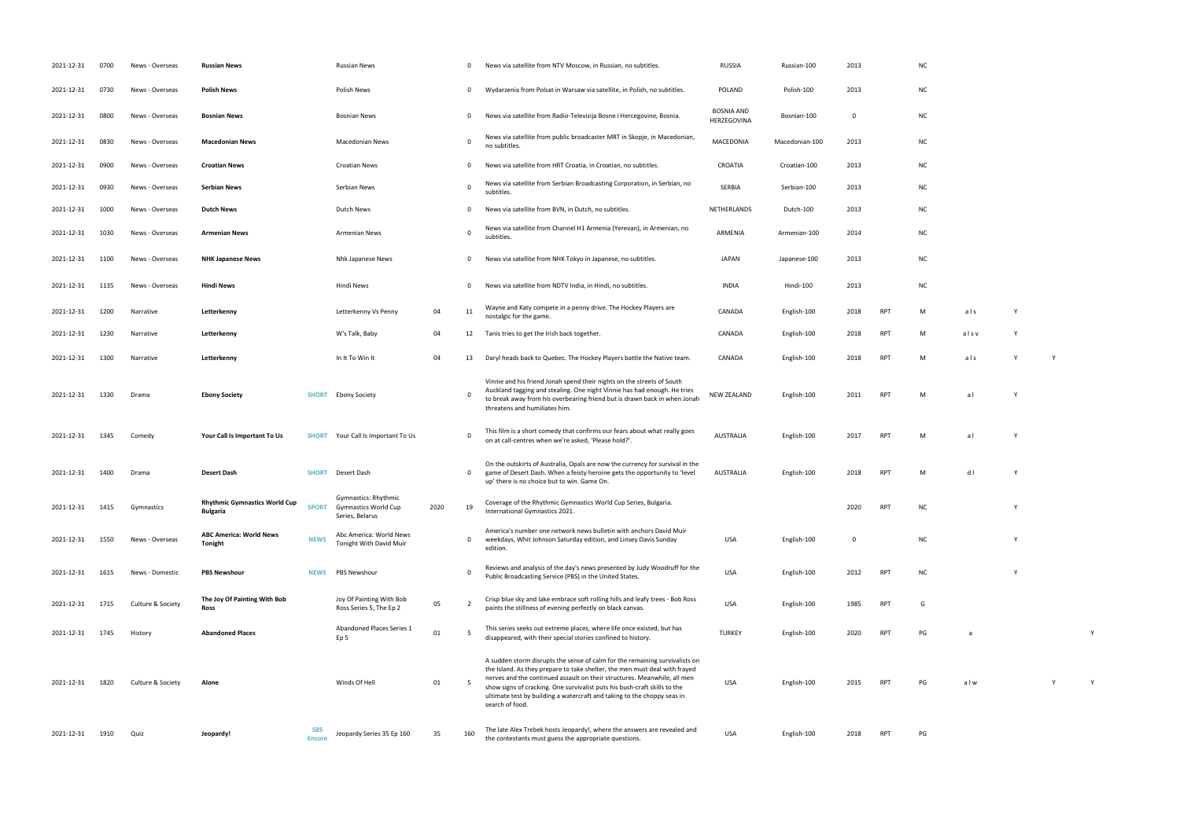| | | | | | | | | | | | | | | | | | |
|---|---|---|---|---|---|---|---|---|---|---|---|---|---|---|---|---|---|
| 2021-12-31 | 0700 | News - Overseas | **Russian News** | | Russian News | | 0 | News via satellite from NTV Moscow, in Russian, no subtitles. | RUSSIA | Russian-100 | 2013 | | NC | | | | |
| 2021-12-31 | 0730 | News - Overseas | **Polish News** | | Polish News | | 0 | Wydarzenia from Polsat in Warsaw via satellite, in Polish, no subtitles. | POLAND | Polish-100 | 2013 | | NC | | | | |
| 2021-12-31 | 0800 | News - Overseas | **Bosnian News** | | Bosnian News | | 0 | News via satellite from Radio-Televizija Bosne i Hercegovine, Bosnia. | BOSNIA AND HERZEGOVINA | Bosnian-100 | 0 | | NC | | | | |
| 2021-12-31 | 0830 | News - Overseas | **Macedonian News** | | Macedonian News | | 0 | News via satellite from public broadcaster MRT in Skopje, in Macedonian, no subtitles. | MACEDONIA | Macedonian-100 | 2013 | | NC | | | | |
| 2021-12-31 | 0900 | News - Overseas | **Croatian News** | | Croatian News | | 0 | News via satellite from HRT Croatia, in Croatian, no subtitles. | CROATIA | Croatian-100 | 2013 | | NC | | | | |
| 2021-12-31 | 0930 | News - Overseas | **Serbian News** | | Serbian News | | 0 | News via satellite from Serbian Broadcasting Corporation, in Serbian, no subtitles. | SERBIA | Serbian-100 | 2013 | | NC | | | | |
| 2021-12-31 | 1000 | News - Overseas | **Dutch News** | | Dutch News | | 0 | News via satellite from BVN, in Dutch, no subtitles. | NETHERLANDS | Dutch-100 | 2013 | | NC | | | | |
| 2021-12-31 | 1030 | News - Overseas | **Armenian News** | | Armenian News | | 0 | News via satellite from Channel H1 Armenia (Yerevan), in Armenian, no subtitles. | ARMENIA | Armenian-100 | 2014 | | NC | | | | |
| 2021-12-31 | 1100 | News - Overseas | **NHK Japanese News** | | Nhk Japanese News | | 0 | News via satellite from NHK Tokyo in Japanese, no subtitles. | JAPAN | Japanese-100 | 2013 | | NC | | | | |
| 2021-12-31 | 1135 | News - Overseas | **Hindi News** | | Hindi News | | 0 | News via satellite from NDTV India, in Hindi, no subtitles. | INDIA | Hindi-100 | 2013 | | NC | | | | |
| 2021-12-31 | 1200 | Narrative | **Letterkenny** | | Letterkenny Vs Penny | 04 | 11 | Wayne and Katy compete in a penny drive. The Hockey Players are nostalgic for the game. | CANADA | English-100 | 2018 | RPT | M | a l s | Y | | |
| 2021-12-31 | 1230 | Narrative | **Letterkenny** | | W's Talk, Baby | 04 | 12 | Tanis tries to get the Irish back together. | CANADA | English-100 | 2018 | RPT | M | a l s v | Y | | |
| 2021-12-31 | 1300 | Narrative | **Letterkenny** | | In It To Win It | 04 | 13 | Daryl heads back to Quebec. The Hockey Players battle the Native team. | CANADA | English-100 | 2018 | RPT | M | a l s | Y | Y | |
| 2021-12-31 | 1330 | Drama | **Ebony Society** | SHORT | Ebony Society | | 0 | Vinnie and his friend Jonah spend their nights on the streets of South Auckland tagging and stealing. One night Vinnie has had enough. He tries to break away from his overbearing friend but is drawn back in when Jonah threatens and humiliates him. | NEW ZEALAND | English-100 | 2011 | RPT | M | a l | Y | | |
| 2021-12-31 | 1345 | Comedy | **Your Call Is Important To Us** | SHORT | Your Call Is Important To Us | | 0 | This film is a short comedy that confirms our fears about what really goes on at call-centres when we're asked, 'Please hold?'. | AUSTRALIA | English-100 | 2017 | RPT | M | a l | Y | | |
| 2021-12-31 | 1400 | Drama | **Desert Dash** | SHORT | Desert Dash | | 0 | On the outskirts of Australia, Opals are now the currency for survival in the game of Desert Dash. When a feisty heroine gets the opportunity to 'level up' there is no choice but to win. Game On. | AUSTRALIA | English-100 | 2018 | RPT | M | d l | Y | | |
| 2021-12-31 | 1415 | Gymnastics | **Rhythmic Gymnastics World Cup Bulgaria** | SPORT | Gymnastics: Rhythmic Gymnastics World Cup Series, Belarus | 2020 | 19 | Coverage of the Rhythmic Gymnastics World Cup Series, Bulgaria. International Gymnastics 2021. | | | 2020 | RPT | NC | | Y | | |
| 2021-12-31 | 1550 | News - Overseas | **ABC America: World News Tonight** | NEWS | Abc America: World News Tonight With David Muir | | 0 | America's number one network news bulletin with anchors David Muir weekdays, Whit Johnson Saturday edition, and Linsey Davis Sunday edition. | USA | English-100 | 0 | | NC | | Y | | |
| 2021-12-31 | 1615 | News - Domestic | **PBS Newshour** | NEWS | PBS Newshour | | 0 | Reviews and analysis of the day's news presented by Judy Woodruff for the Public Broadcasting Service (PBS) in the United States. | USA | English-100 | 2012 | RPT | NC | | Y | | |
| 2021-12-31 | 1715 | Culture & Society | **The Joy Of Painting With Bob Ross** | | Joy Of Painting With Bob Ross Series 5, The Ep 2 | 05 | 2 | Crisp blue sky and lake embrace soft rolling hills and leafy trees - Bob Ross paints the stillness of evening perfectly on black canvas. | USA | English-100 | 1985 | RPT | G | | | | |
| 2021-12-31 | 1745 | History | **Abandoned Places** | | Abandoned Places Series 1 Ep 5 | 01 | 5 | This series seeks out extreme places, where life once existed, but has disappeared, with their special stories confined to history. | TURKEY | English-100 | 2020 | RPT | PG | a | | | Y |
| 2021-12-31 | 1820 | Culture & Society | **Alone** | | Winds Of Hell | 01 | 5 | A sudden storm disrupts the sense of calm for the remaining survivalists on the Island. As they prepare to take shelter, the men must deal with frayed nerves and the continued assault on their structures. Meanwhile, all men show signs of cracking. One survivalist puts his bush-craft skills to the ultimate test by building a watercraft and taking to the choppy seas in search of food. | USA | English-100 | 2015 | RPT | PG | a l w | | Y | Y |
| 2021-12-31 | 1910 | Quiz | **Jeopardy!** | SBS Encore | Jeopardy Series 35 Ep 160 | 35 | 160 | The late Alex Trebek hosts Jeopardy!, where the answers are revealed and the contestants must guess the appropriate questions. | USA | English-100 | 2018 | RPT | PG | | | | |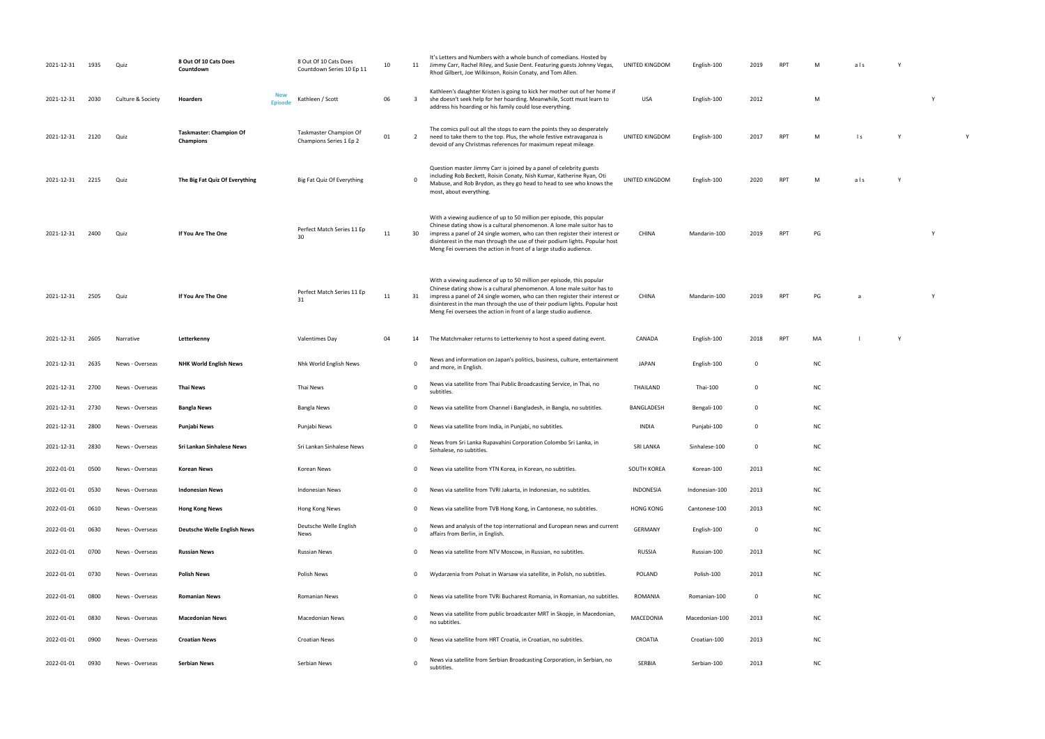| | | | | | | | | | | | | | | | | | |
|---|---|---|---|---|---|---|---|---|---|---|---|---|---|---|---|---|---|
| 2021-12-31 | 1935 | Quiz | **8 Out Of 10 Cats Does Countdown** | | 8 Out Of 10 Cats Does Countdown Series 10 Ep 11 | 10 | 11 | It's Letters and Numbers with a whole bunch of comedians. Hosted by Jimmy Carr, Rachel Riley, and Susie Dent. Featuring guests Johnny Vegas, Rhod Gilbert, Joe Wilkinson, Roisin Conaty, and Tom Allen. | UNITED KINGDOM | English-100 | 2019 | RPT | M | a l s | Y | | |
| 2021-12-31 | 2030 | Culture & Society | **Hoarders** | New Episode | Kathleen / Scott | 06 | 3 | Kathleen's daughter Kristen is going to kick her mother out of her home if she doesn't seek help for her hoarding. Meanwhile, Scott must learn to address his hoarding or his family could lose everything. | USA | English-100 | 2012 | | M | | | Y | |
| 2021-12-31 | 2120 | Quiz | **Taskmaster: Champion Of Champions** | | Taskmaster Champion Of Champions Series 1 Ep 2 | 01 | 2 | The comics pull out all the stops to earn the points they so desperately need to take them to the top. Plus, the whole festive extravaganza is devoid of any Christmas references for maximum repeat mileage. | UNITED KINGDOM | English-100 | 2017 | RPT | M | l s | Y | | Y |
| 2021-12-31 | 2215 | Quiz | **The Big Fat Quiz Of Everything** | | Big Fat Quiz Of Everything | | 0 | Question master Jimmy Carr is joined by a panel of celebrity guests including Rob Beckett, Roisin Conaty, Nish Kumar, Katherine Ryan, Oti Mabuse, and Rob Brydon, as they go head to head to see who knows the most, about everything. | UNITED KINGDOM | English-100 | 2020 | RPT | M | a l s | Y | | |
| 2021-12-31 | 2400 | Quiz | **If You Are The One** | | Perfect Match Series 11 Ep 30 | 11 | 30 | With a viewing audience of up to 50 million per episode, this popular Chinese dating show is a cultural phenomenon. A lone male suitor has to impress a panel of 24 single women, who can then register their interest or disinterest in the man through the use of their podium lights. Popular host Meng Fei oversees the action in front of a large studio audience. | CHINA | Mandarin-100 | 2019 | RPT | PG | | | Y | |
| 2021-12-31 | 2505 | Quiz | **If You Are The One** | | Perfect Match Series 11 Ep 31 | 11 | 31 | With a viewing audience of up to 50 million per episode, this popular Chinese dating show is a cultural phenomenon. A lone male suitor has to impress a panel of 24 single women, who can then register their interest or disinterest in the man through the use of their podium lights. Popular host Meng Fei oversees the action in front of a large studio audience. | CHINA | Mandarin-100 | 2019 | RPT | PG | a | | Y | |
| 2021-12-31 | 2605 | Narrative | **Letterkenny** | | Valentines Day | 04 | 14 | The Matchmaker returns to Letterkenny to host a speed dating event. | CANADA | English-100 | 2018 | RPT | MA | l | Y | | |
| 2021-12-31 | 2635 | News - Overseas | **NHK World English News** | | Nhk World English News | | 0 | News and information on Japan's politics, business, culture, entertainment and more, in English. | JAPAN | English-100 | 0 | | NC | | | | |
| 2021-12-31 | 2700 | News - Overseas | **Thai News** | | Thai News | | 0 | News via satellite from Thai Public Broadcasting Service, in Thai, no subtitles. | THAILAND | Thai-100 | 0 | | NC | | | | |
| 2021-12-31 | 2730 | News - Overseas | **Bangla News** | | Bangla News | | 0 | News via satellite from Channel i Bangladesh, in Bangla, no subtitles. | BANGLADESH | Bengali-100 | 0 | | NC | | | | |
| 2021-12-31 | 2800 | News - Overseas | **Punjabi News** | | Punjabi News | | 0 | News via satellite from India, in Punjabi, no subtitles. | INDIA | Punjabi-100 | 0 | | NC | | | | |
| 2021-12-31 | 2830 | News - Overseas | **Sri Lankan Sinhalese News** | | Sri Lankan Sinhalese News | | 0 | News from Sri Lanka Rupavahini Corporation Colombo Sri Lanka, in Sinhalese, no subtitles. | SRI LANKA | Sinhalese-100 | 0 | | NC | | | | |
| 2022-01-01 | 0500 | News - Overseas | **Korean News** | | Korean News | | 0 | News via satellite from YTN Korea, in Korean, no subtitles. | SOUTH KOREA | Korean-100 | 2013 | | NC | | | | |
| 2022-01-01 | 0530 | News - Overseas | **Indonesian News** | | Indonesian News | | 0 | News via satellite from TVRI Jakarta, in Indonesian, no subtitles. | INDONESIA | Indonesian-100 | 2013 | | NC | | | | |
| 2022-01-01 | 0610 | News - Overseas | **Hong Kong News** | | Hong Kong News | | 0 | News via satellite from TVB Hong Kong, in Cantonese, no subtitles. | HONG KONG | Cantonese-100 | 2013 | | NC | | | | |
| 2022-01-01 | 0630 | News - Overseas | **Deutsche Welle English News** | | Deutsche Welle English News | | 0 | News and analysis of the top international and European news and current affairs from Berlin, in English. | GERMANY | English-100 | 0 | | NC | | | | |
| 2022-01-01 | 0700 | News - Overseas | **Russian News** | | Russian News | | 0 | News via satellite from NTV Moscow, in Russian, no subtitles. | RUSSIA | Russian-100 | 2013 | | NC | | | | |
| 2022-01-01 | 0730 | News - Overseas | **Polish News** | | Polish News | | 0 | Wydarzenia from Polsat in Warsaw via satellite, in Polish, no subtitles. | POLAND | Polish-100 | 2013 | | NC | | | | |
| 2022-01-01 | 0800 | News - Overseas | **Romanian News** | | Romanian News | | 0 | News via satellite from TVRi Bucharest Romania, in Romanian, no subtitles. | ROMANIA | Romanian-100 | 0 | | NC | | | | |
| 2022-01-01 | 0830 | News - Overseas | **Macedonian News** | | Macedonian News | | 0 | News via satellite from public broadcaster MRT in Skopje, in Macedonian, no subtitles. | MACEDONIA | Macedonian-100 | 2013 | | NC | | | | |
| 2022-01-01 | 0900 | News - Overseas | **Croatian News** | | Croatian News | | 0 | News via satellite from HRT Croatia, in Croatian, no subtitles. | CROATIA | Croatian-100 | 2013 | | NC | | | | |
| 2022-01-01 | 0930 | News - Overseas | **Serbian News** | | Serbian News | | 0 | News via satellite from Serbian Broadcasting Corporation, in Serbian, no subtitles. | SERBIA | Serbian-100 | 2013 | | NC | | | | |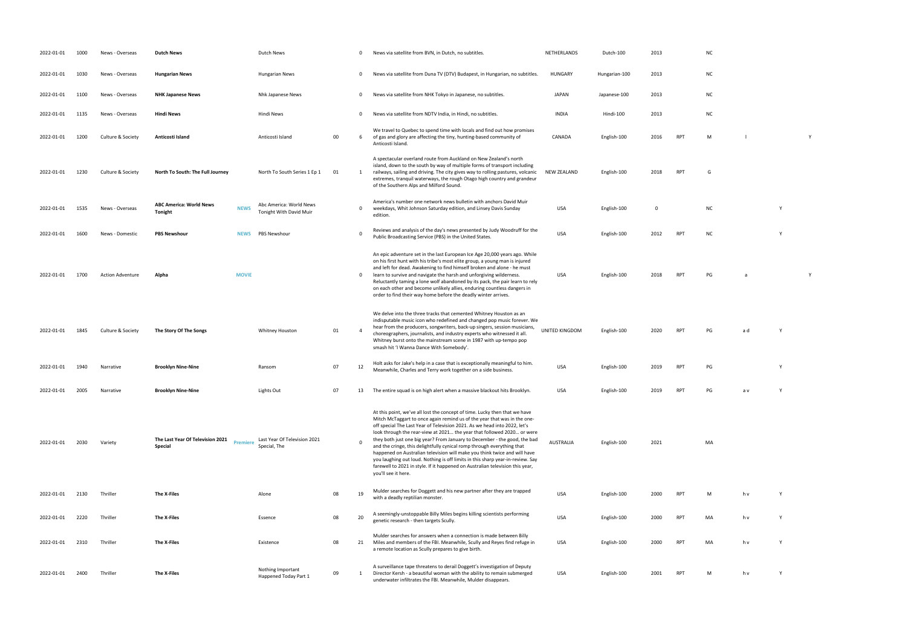| | | | | | | | | | | | | | | | | |
|---|---|---|---|---|---|---|---|---|---|---|---|---|---|---|---|---|
| 2022-01-01 | 1000 | News - Overseas | **Dutch News** | | Dutch News | | 0 | News via satellite from BVN, in Dutch, no subtitles. | NETHERLANDS | Dutch-100 | 2013 | | NC | | | |
| 2022-01-01 | 1030 | News - Overseas | **Hungarian News** | | Hungarian News | | 0 | News via satellite from Duna TV (DTV) Budapest, in Hungarian, no subtitles. | HUNGARY | Hungarian-100 | 2013 | | NC | | | |
| 2022-01-01 | 1100 | News - Overseas | **NHK Japanese News** | | Nhk Japanese News | | 0 | News via satellite from NHK Tokyo in Japanese, no subtitles. | JAPAN | Japanese-100 | 2013 | | NC | | | |
| 2022-01-01 | 1135 | News - Overseas | **Hindi News** | | Hindi News | | 0 | News via satellite from NDTV India, in Hindi, no subtitles. | INDIA | Hindi-100 | 2013 | | NC | | | |
| 2022-01-01 | 1200 | Culture & Society | **Anticosti Island** | | Anticosti Island | 00 | 6 | We travel to Quebec to spend time with locals and find out how promises of gas and glory are affecting the tiny, hunting-based community of Anticosti Island. | CANADA | English-100 | 2016 | RPT | M | l | | Y |
| 2022-01-01 | 1230 | Culture & Society | **North To South: The Full Journey** | | North To South Series 1 Ep 1 | 01 | 1 | A spectacular overland route from Auckland on New Zealand's north island, down to the south by way of multiple forms of transport including railways, sailing and driving. The city gives way to rolling pastures, volcanic extremes, tranquil waterways, the rough Otago high country and grandeur of the Southern Alps and Milford Sound. | NEW ZEALAND | English-100 | 2018 | RPT | G | | | |
| 2022-01-01 | 1535 | News - Overseas | **ABC America: World News Tonight** | **NEWS** | Abc America: World News Tonight With David Muir | | 0 | America's number one network news bulletin with anchors David Muir weekdays, Whit Johnson Saturday edition, and Linsey Davis Sunday edition. | USA | English-100 | 0 | | NC | | Y | |
| 2022-01-01 | 1600 | News - Domestic | **PBS Newshour** | **NEWS** | PBS Newshour | | 0 | Reviews and analysis of the day's news presented by Judy Woodruff for the Public Broadcasting Service (PBS) in the United States. | USA | English-100 | 2012 | RPT | NC | | Y | |
| 2022-01-01 | 1700 | Action Adventure | **Alpha** | **MOVIE** | | | 0 | An epic adventure set in the last European Ice Age 20,000 years ago. While on his first hunt with his tribe's most elite group, a young man is injured and left for dead. Awakening to find himself broken and alone - he must learn to survive and navigate the harsh and unforgiving wilderness. Reluctantly taming a lone wolf abandoned by its pack, the pair learn to rely on each other and become unlikely allies, enduring countless dangers in order to find their way home before the deadly winter arrives. | USA | English-100 | 2018 | RPT | PG | a | | Y |
| 2022-01-01 | 1845 | Culture & Society | **The Story Of The Songs** | | Whitney Houston | 01 | 4 | We delve into the three tracks that cemented Whitney Houston as an indisputable music icon who redefined and changed pop music forever. We hear from the producers, songwriters, back-up singers, session musicians, choreographers, journalists, and industry experts who witnessed it all. Whitney burst onto the mainstream scene in 1987 with up-tempo pop smash hit 'I Wanna Dance With Somebody'. | UNITED KINGDOM | English-100 | 2020 | RPT | PG | a d | Y | |
| 2022-01-01 | 1940 | Narrative | **Brooklyn Nine-Nine** | | Ransom | 07 | 12 | Holt asks for Jake's help in a case that is exceptionally meaningful to him. Meanwhile, Charles and Terry work together on a side business. | USA | English-100 | 2019 | RPT | PG | | Y | |
| 2022-01-01 | 2005 | Narrative | **Brooklyn Nine-Nine** | | Lights Out | 07 | 13 | The entire squad is on high alert when a massive blackout hits Brooklyn. | USA | English-100 | 2019 | RPT | PG | a v | Y | |
| 2022-01-01 | 2030 | Variety | **The Last Year Of Television 2021 Special** | **Premiere** | Last Year Of Television 2021 Special, The | | 0 | At this point, we've all lost the concept of time. Lucky then that we have Mitch McTaggart to once again remind us of the year that was in the one-off special The Last Year of Television 2021. As we head into 2022, let's look through the rear-view at 2021... the year that followed 2020... or were they both just one big year? From January to December - the good, the bad and the cringe, this delightfully cynical romp through everything that happened on Australian television will make you think twice and will have you laughing out loud. Nothing is off limits in this sharp year-in-review. Say farewell to 2021 in style. If it happened on Australian television this year, you'll see it here. | AUSTRALIA | English-100 | 2021 | | MA | | | |
| 2022-01-01 | 2130 | Thriller | **The X-Files** | | Alone | 08 | 19 | Mulder searches for Doggett and his new partner after they are trapped with a deadly reptilian monster. | USA | English-100 | 2000 | RPT | M | h v | Y | |
| 2022-01-01 | 2220 | Thriller | **The X-Files** | | Essence | 08 | 20 | A seemingly-unstoppable Billy Miles begins killing scientists performing genetic research - then targets Scully. | USA | English-100 | 2000 | RPT | MA | h v | Y | |
| 2022-01-01 | 2310 | Thriller | **The X-Files** | | Existence | 08 | 21 | Mulder searches for answers when a connection is made between Billy Miles and members of the FBI. Meanwhile, Scully and Reyes find refuge in a remote location as Scully prepares to give birth. | USA | English-100 | 2000 | RPT | MA | h v | Y | |
| 2022-01-01 | 2400 | Thriller | **The X-Files** | | Nothing Important Happened Today Part 1 | 09 | 1 | A surveillance tape threatens to derail Doggett's investigation of Deputy Director Kersh - a beautiful woman with the ability to remain submerged underwater infiltrates the FBI. Meanwhile, Mulder disappears. | USA | English-100 | 2001 | RPT | M | h v | Y | |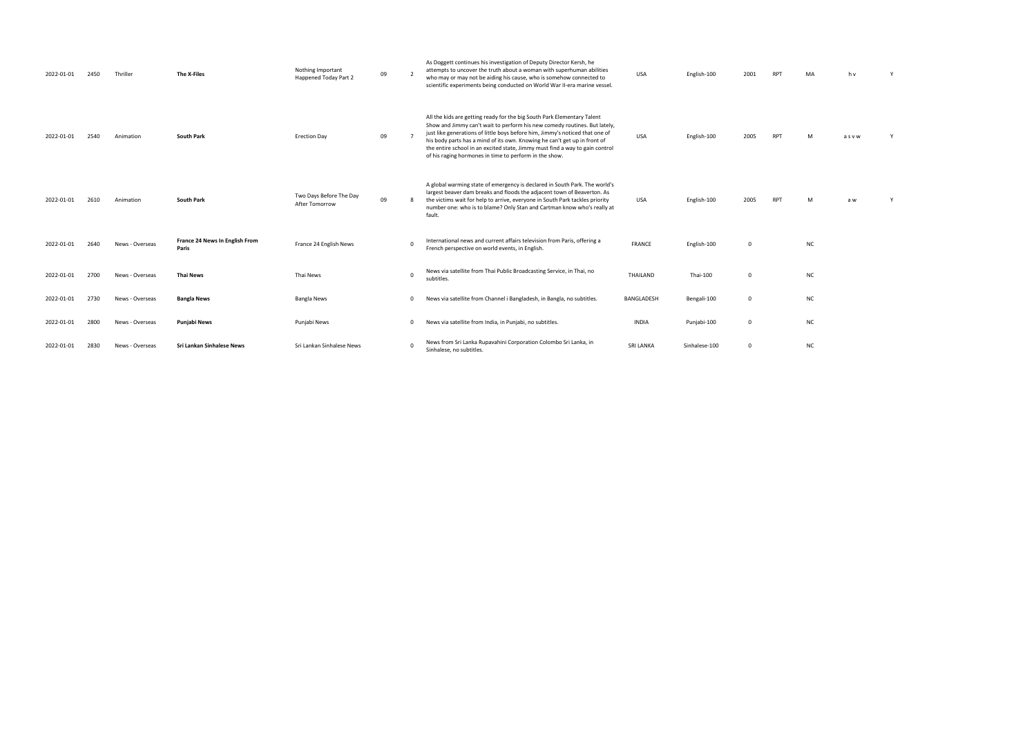| | | | | | | | | | | | | | | | |
|---|---|---|---|---|---|---|---|---|---|---|---|---|---|---|---|
| 2022-01-01 | 2450 | Thriller | **The X-Files** | Nothing Important Happened Today Part 2 | 09 | 2 | As Doggett continues his investigation of Deputy Director Kersh, he attempts to uncover the truth about a woman with superhuman abilities who may or may not be aiding his cause, who is somehow connected to scientific experiments being conducted on World War II-era marine vessel. | USA | English-100 | 2001 | RPT | MA | h v | Y |
| 2022-01-01 | 2540 | Animation | **South Park** | Erection Day | 09 | 7 | All the kids are getting ready for the big South Park Elementary Talent Show and Jimmy can't wait to perform his new comedy routines. But lately, just like generations of little boys before him, Jimmy's noticed that one of his body parts has a mind of its own. Knowing he can't get up in front of the entire school in an excited state, Jimmy must find a way to gain control of his raging hormones in time to perform in the show. | USA | English-100 | 2005 | RPT | M | a s v w | Y |
| 2022-01-01 | 2610 | Animation | **South Park** | Two Days Before The Day After Tomorrow | 09 | 8 | A global warming state of emergency is declared in South Park. The world's largest beaver dam breaks and floods the adjacent town of Beaverton. As the victims wait for help to arrive, everyone in South Park tackles priority number one: who is to blame? Only Stan and Cartman know who's really at fault. | USA | English-100 | 2005 | RPT | M | a w | Y |
| 2022-01-01 | 2640 | News - Overseas | **France 24 News In English From Paris** | France 24 English News | | 0 | International news and current affairs television from Paris, offering a French perspective on world events, in English. | FRANCE | English-100 | 0 | | NC | | |
| 2022-01-01 | 2700 | News - Overseas | **Thai News** | Thai News | | 0 | News via satellite from Thai Public Broadcasting Service, in Thai, no subtitles. | THAILAND | Thai-100 | 0 | | NC | | |
| 2022-01-01 | 2730 | News - Overseas | **Bangla News** | Bangla News | | 0 | News via satellite from Channel i Bangladesh, in Bangla, no subtitles. | BANGLADESH | Bengali-100 | 0 | | NC | | |
| 2022-01-01 | 2800 | News - Overseas | **Punjabi News** | Punjabi News | | 0 | News via satellite from India, in Punjabi, no subtitles. | INDIA | Punjabi-100 | 0 | | NC | | |
| 2022-01-01 | 2830 | News - Overseas | **Sri Lankan Sinhalese News** | Sri Lankan Sinhalese News | | 0 | News from Sri Lanka Rupavahini Corporation Colombo Sri Lanka, in Sinhalese, no subtitles. | SRI LANKA | Sinhalese-100 | 0 | | NC | | |